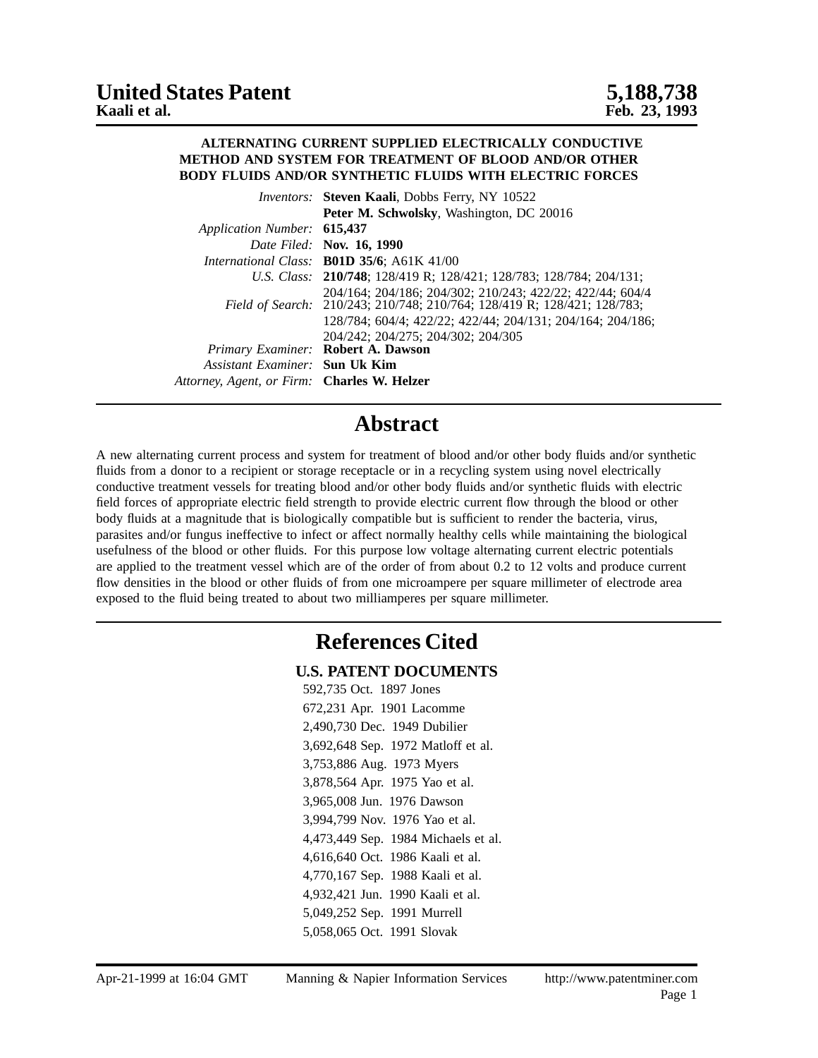# United States Patent — 5,188,738

**Kaali et al.** — **Feb. 23, 1993**

**ALTERNATING CURRENT SUPPLIED ELECTRICALLY CONDUCTIVE METHOD AND SYSTEM FOR TREATMENT OF BLOOD AND/OR OTHER BODY FLUIDS AND/OR SYNTHETIC FLUIDS WITH ELECTRIC FORCES**

| | |
|---|---|
| *Inventors:* | **Steven Kaali**, Dobbs Ferry, NY 10522 |
| | **Peter M. Schwolsky**, Washington, DC 20016 |
| *Application Number:* | **615,437** |
| *Date Filed:* | **Nov. 16, 1990** |
| *International Class:* | **B01D 35/6**; A61K 41/00 |
| *U.S. Class:* | **210/748**; 128/419 R; 128/421; 128/783; 128/784; 204/131; 204/164; 204/186; 204/302; 210/243; 422/22; 422/44; 604/4 |
| *Field of Search:* | 210/243; 210/748; 210/764; 128/419 R; 128/421; 128/783; 128/784; 604/4; 422/22; 422/44; 204/131; 204/164; 204/186; 204/242; 204/275; 204/302; 204/305 |
| *Primary Examiner:* | **Robert A. Dawson** |
| *Assistant Examiner:* | **Sun Uk Kim** |
| *Attorney, Agent, or Firm:* | **Charles W. Helzer** |

## Abstract

A new alternating current process and system for treatment of blood and/or other body fluids and/or synthetic fluids from a donor to a recipient or storage receptacle or in a recycling system using novel electrically conductive treatment vessels for treating blood and/or other body fluids and/or synthetic fluids with electric field forces of appropriate electric field strength to provide electric current flow through the blood or other body fluids at a magnitude that is biologically compatible but is sufficient to render the bacteria, virus, parasites and/or fungus ineffective to infect or affect normally healthy cells while maintaining the biological usefulness of the blood or other fluids. For this purpose low voltage alternating current electric potentials are applied to the treatment vessel which are of the order of from about 0.2 to 12 volts and produce current flow densities in the blood or other fluids of from one microampere per square millimeter of electrode area exposed to the fluid being treated to about two milliamperes per square millimeter.

## References Cited

### U.S. PATENT DOCUMENTS

- 592,735 Oct. 1897 Jones
- 672,231 Apr. 1901 Lacomme
- 2,490,730 Dec. 1949 Dubilier
- 3,692,648 Sep. 1972 Matloff et al.
- 3,753,886 Aug. 1973 Myers
- 3,878,564 Apr. 1975 Yao et al.
- 3,965,008 Jun. 1976 Dawson
- 3,994,799 Nov. 1976 Yao et al.
- 4,473,449 Sep. 1984 Michaels et al.
- 4,616,640 Oct. 1986 Kaali et al.
- 4,770,167 Sep. 1988 Kaali et al.
- 4,932,421 Jun. 1990 Kaali et al.
- 5,049,252 Sep. 1991 Murrell
- 5,058,065 Oct. 1991 Slovak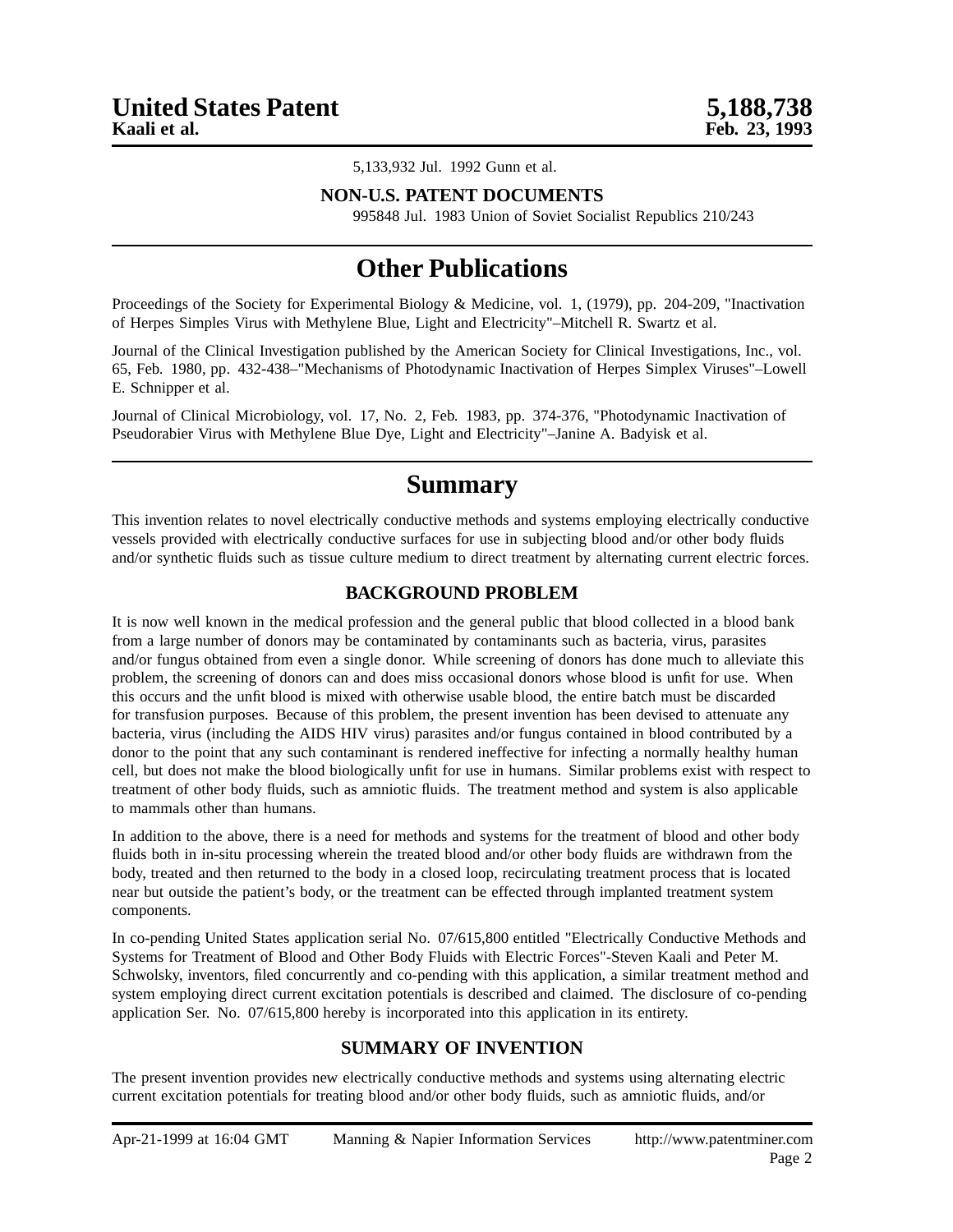5,133,932 Jul. 1992 Gunn et al.

## NON-U.S. PATENT DOCUMENTS

995848 Jul. 1983 Union of Soviet Socialist Republics 210/243

# Other Publications

Proceedings of the Society for Experimental Biology & Medicine, vol. 1, (1979), pp. 204-209, "Inactivation of Herpes Simples Virus with Methylene Blue, Light and Electricity"–Mitchell R. Swartz et al.

Journal of the Clinical Investigation published by the American Society for Clinical Investigations, Inc., vol. 65, Feb. 1980, pp. 432-438–"Mechanisms of Photodynamic Inactivation of Herpes Simplex Viruses"–Lowell E. Schnipper et al.

Journal of Clinical Microbiology, vol. 17, No. 2, Feb. 1983, pp. 374-376, "Photodynamic Inactivation of Pseudorabier Virus with Methylene Blue Dye, Light and Electricity"–Janine A. Badyisk et al.

# Summary

This invention relates to novel electrically conductive methods and systems employing electrically conductive vessels provided with electrically conductive surfaces for use in subjecting blood and/or other body fluids and/or synthetic fluids such as tissue culture medium to direct treatment by alternating current electric forces.

## BACKGROUND PROBLEM

It is now well known in the medical profession and the general public that blood collected in a blood bank from a large number of donors may be contaminated by contaminants such as bacteria, virus, parasites and/or fungus obtained from even a single donor. While screening of donors has done much to alleviate this problem, the screening of donors can and does miss occasional donors whose blood is unfit for use. When this occurs and the unfit blood is mixed with otherwise usable blood, the entire batch must be discarded for transfusion purposes. Because of this problem, the present invention has been devised to attenuate any bacteria, virus (including the AIDS HIV virus) parasites and/or fungus contained in blood contributed by a donor to the point that any such contaminant is rendered ineffective for infecting a normally healthy human cell, but does not make the blood biologically unfit for use in humans. Similar problems exist with respect to treatment of other body fluids, such as amniotic fluids. The treatment method and system is also applicable to mammals other than humans.

In addition to the above, there is a need for methods and systems for the treatment of blood and other body fluids both in in-situ processing wherein the treated blood and/or other body fluids are withdrawn from the body, treated and then returned to the body in a closed loop, recirculating treatment process that is located near but outside the patient's body, or the treatment can be effected through implanted treatment system components.

In co-pending United States application serial No. 07/615,800 entitled "Electrically Conductive Methods and Systems for Treatment of Blood and Other Body Fluids with Electric Forces"-Steven Kaali and Peter M. Schwolsky, inventors, filed concurrently and co-pending with this application, a similar treatment method and system employing direct current excitation potentials is described and claimed. The disclosure of co-pending application Ser. No. 07/615,800 hereby is incorporated into this application in its entirety.

## SUMMARY OF INVENTION

The present invention provides new electrically conductive methods and systems using alternating electric current excitation potentials for treating blood and/or other body fluids, such as amniotic fluids, and/or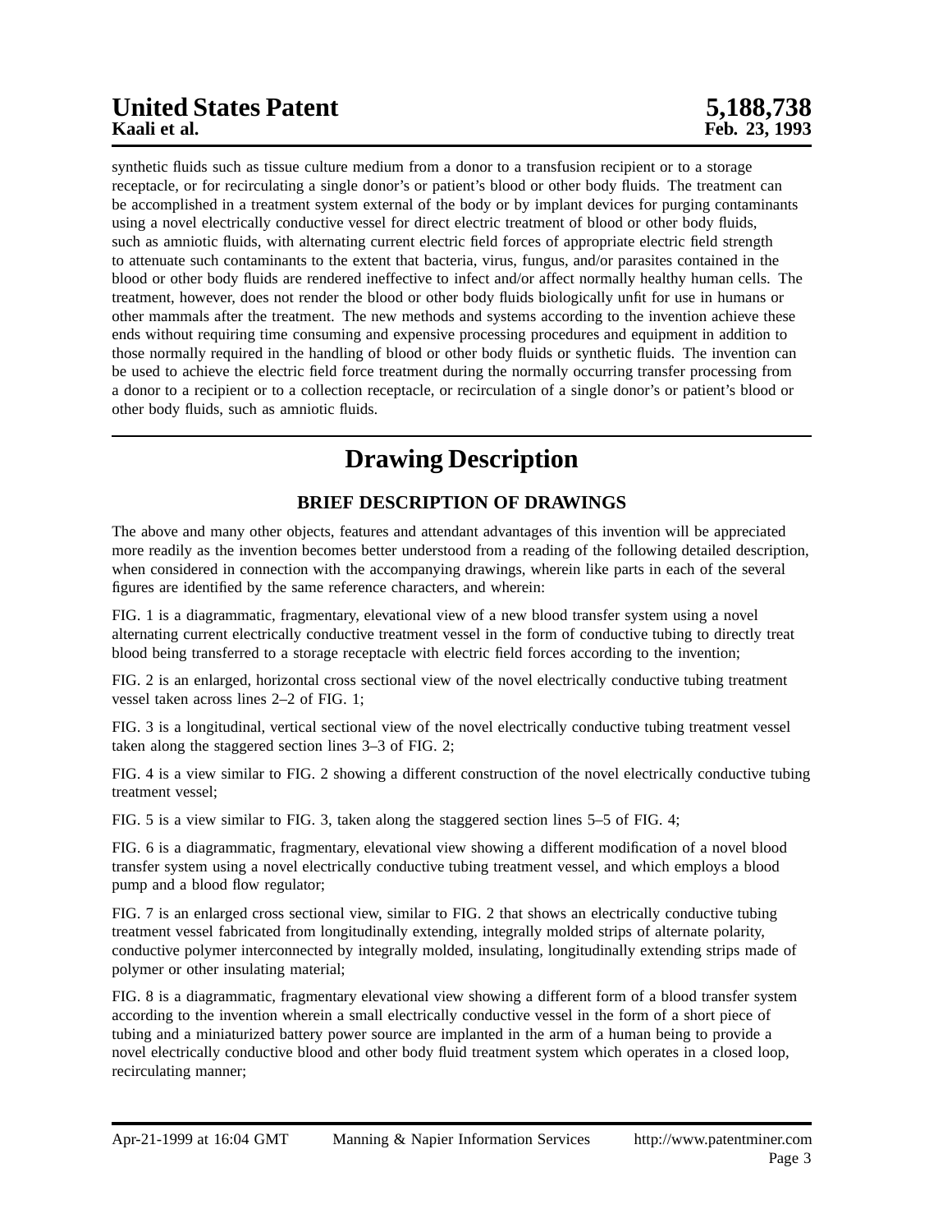synthetic fluids such as tissue culture medium from a donor to a transfusion recipient or to a storage receptacle, or for recirculating a single donor's or patient's blood or other body fluids. The treatment can be accomplished in a treatment system external of the body or by implant devices for purging contaminants using a novel electrically conductive vessel for direct electric treatment of blood or other body fluids, such as amniotic fluids, with alternating current electric field forces of appropriate electric field strength to attenuate such contaminants to the extent that bacteria, virus, fungus, and/or parasites contained in the blood or other body fluids are rendered ineffective to infect and/or affect normally healthy human cells. The treatment, however, does not render the blood or other body fluids biologically unfit for use in humans or other mammals after the treatment. The new methods and systems according to the invention achieve these ends without requiring time consuming and expensive processing procedures and equipment in addition to those normally required in the handling of blood or other body fluids or synthetic fluids. The invention can be used to achieve the electric field force treatment during the normally occurring transfer processing from a donor to a recipient or to a collection receptacle, or recirculation of a single donor's or patient's blood or other body fluids, such as amniotic fluids.

# Drawing Description

## BRIEF DESCRIPTION OF DRAWINGS

The above and many other objects, features and attendant advantages of this invention will be appreciated more readily as the invention becomes better understood from a reading of the following detailed description, when considered in connection with the accompanying drawings, wherein like parts in each of the several figures are identified by the same reference characters, and wherein:

FIG. 1 is a diagrammatic, fragmentary, elevational view of a new blood transfer system using a novel alternating current electrically conductive treatment vessel in the form of conductive tubing to directly treat blood being transferred to a storage receptacle with electric field forces according to the invention;

FIG. 2 is an enlarged, horizontal cross sectional view of the novel electrically conductive tubing treatment vessel taken across lines 2–2 of FIG. 1;

FIG. 3 is a longitudinal, vertical sectional view of the novel electrically conductive tubing treatment vessel taken along the staggered section lines 3–3 of FIG. 2;

FIG. 4 is a view similar to FIG. 2 showing a different construction of the novel electrically conductive tubing treatment vessel;

FIG. 5 is a view similar to FIG. 3, taken along the staggered section lines 5–5 of FIG. 4;

FIG. 6 is a diagrammatic, fragmentary, elevational view showing a different modification of a novel blood transfer system using a novel electrically conductive tubing treatment vessel, and which employs a blood pump and a blood flow regulator;

FIG. 7 is an enlarged cross sectional view, similar to FIG. 2 that shows an electrically conductive tubing treatment vessel fabricated from longitudinally extending, integrally molded strips of alternate polarity, conductive polymer interconnected by integrally molded, insulating, longitudinally extending strips made of polymer or other insulating material;

FIG. 8 is a diagrammatic, fragmentary elevational view showing a different form of a blood transfer system according to the invention wherein a small electrically conductive vessel in the form of a short piece of tubing and a miniaturized battery power source are implanted in the arm of a human being to provide a novel electrically conductive blood and other body fluid treatment system which operates in a closed loop, recirculating manner;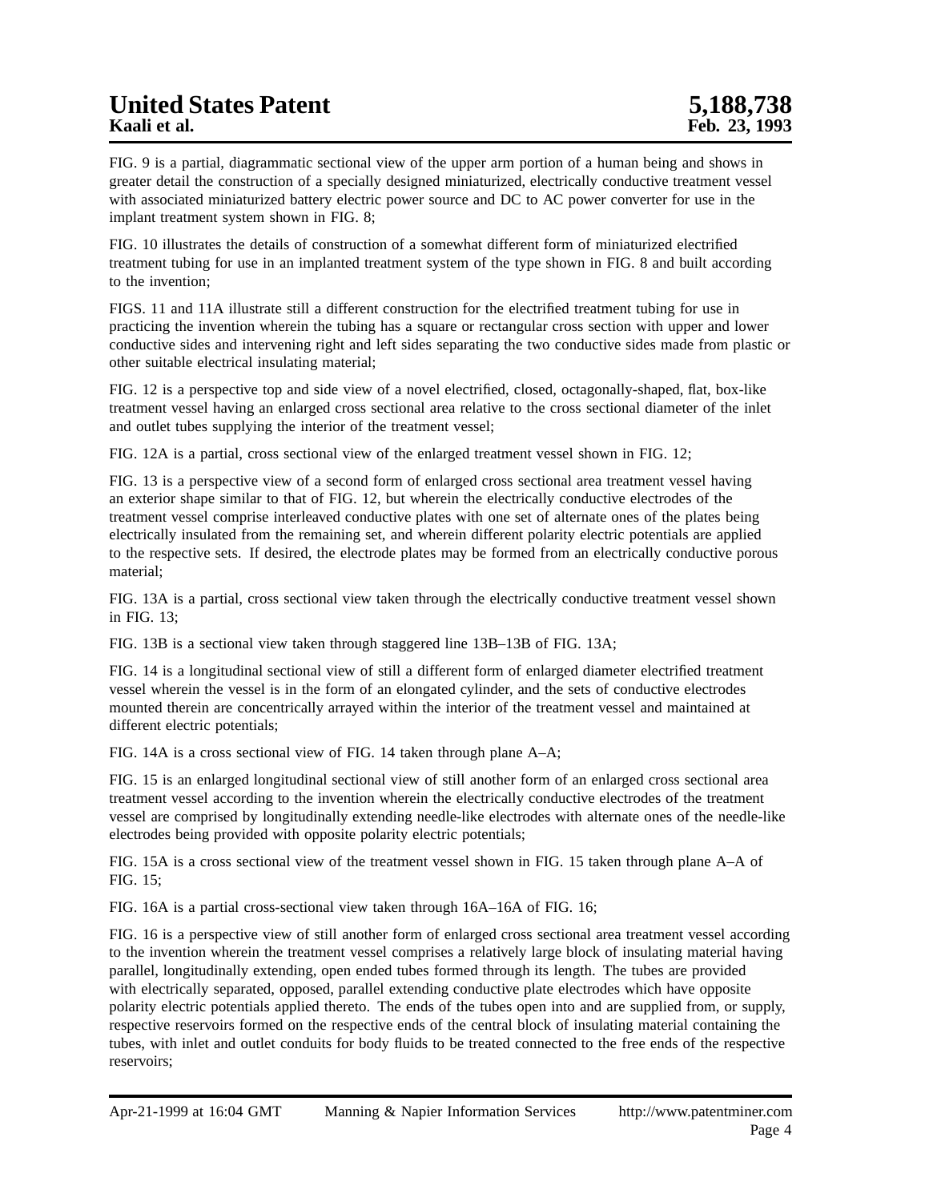FIG. 9 is a partial, diagrammatic sectional view of the upper arm portion of a human being and shows in greater detail the construction of a specially designed miniaturized, electrically conductive treatment vessel with associated miniaturized battery electric power source and DC to AC power converter for use in the implant treatment system shown in FIG. 8;

FIG. 10 illustrates the details of construction of a somewhat different form of miniaturized electrified treatment tubing for use in an implanted treatment system of the type shown in FIG. 8 and built according to the invention;

FIGS. 11 and 11A illustrate still a different construction for the electrified treatment tubing for use in practicing the invention wherein the tubing has a square or rectangular cross section with upper and lower conductive sides and intervening right and left sides separating the two conductive sides made from plastic or other suitable electrical insulating material;

FIG. 12 is a perspective top and side view of a novel electrified, closed, octagonally-shaped, flat, box-like treatment vessel having an enlarged cross sectional area relative to the cross sectional diameter of the inlet and outlet tubes supplying the interior of the treatment vessel;

FIG. 12A is a partial, cross sectional view of the enlarged treatment vessel shown in FIG. 12;

FIG. 13 is a perspective view of a second form of enlarged cross sectional area treatment vessel having an exterior shape similar to that of FIG. 12, but wherein the electrically conductive electrodes of the treatment vessel comprise interleaved conductive plates with one set of alternate ones of the plates being electrically insulated from the remaining set, and wherein different polarity electric potentials are applied to the respective sets. If desired, the electrode plates may be formed from an electrically conductive porous material;

FIG. 13A is a partial, cross sectional view taken through the electrically conductive treatment vessel shown in FIG. 13;

FIG. 13B is a sectional view taken through staggered line 13B–13B of FIG. 13A;

FIG. 14 is a longitudinal sectional view of still a different form of enlarged diameter electrified treatment vessel wherein the vessel is in the form of an elongated cylinder, and the sets of conductive electrodes mounted therein are concentrically arrayed within the interior of the treatment vessel and maintained at different electric potentials;

FIG. 14A is a cross sectional view of FIG. 14 taken through plane A–A;

FIG. 15 is an enlarged longitudinal sectional view of still another form of an enlarged cross sectional area treatment vessel according to the invention wherein the electrically conductive electrodes of the treatment vessel are comprised by longitudinally extending needle-like electrodes with alternate ones of the needle-like electrodes being provided with opposite polarity electric potentials;

FIG. 15A is a cross sectional view of the treatment vessel shown in FIG. 15 taken through plane A–A of FIG. 15;

FIG. 16A is a partial cross-sectional view taken through 16A–16A of FIG. 16;

FIG. 16 is a perspective view of still another form of enlarged cross sectional area treatment vessel according to the invention wherein the treatment vessel comprises a relatively large block of insulating material having parallel, longitudinally extending, open ended tubes formed through its length. The tubes are provided with electrically separated, opposed, parallel extending conductive plate electrodes which have opposite polarity electric potentials applied thereto. The ends of the tubes open into and are supplied from, or supply, respective reservoirs formed on the respective ends of the central block of insulating material containing the tubes, with inlet and outlet conduits for body fluids to be treated connected to the free ends of the respective reservoirs;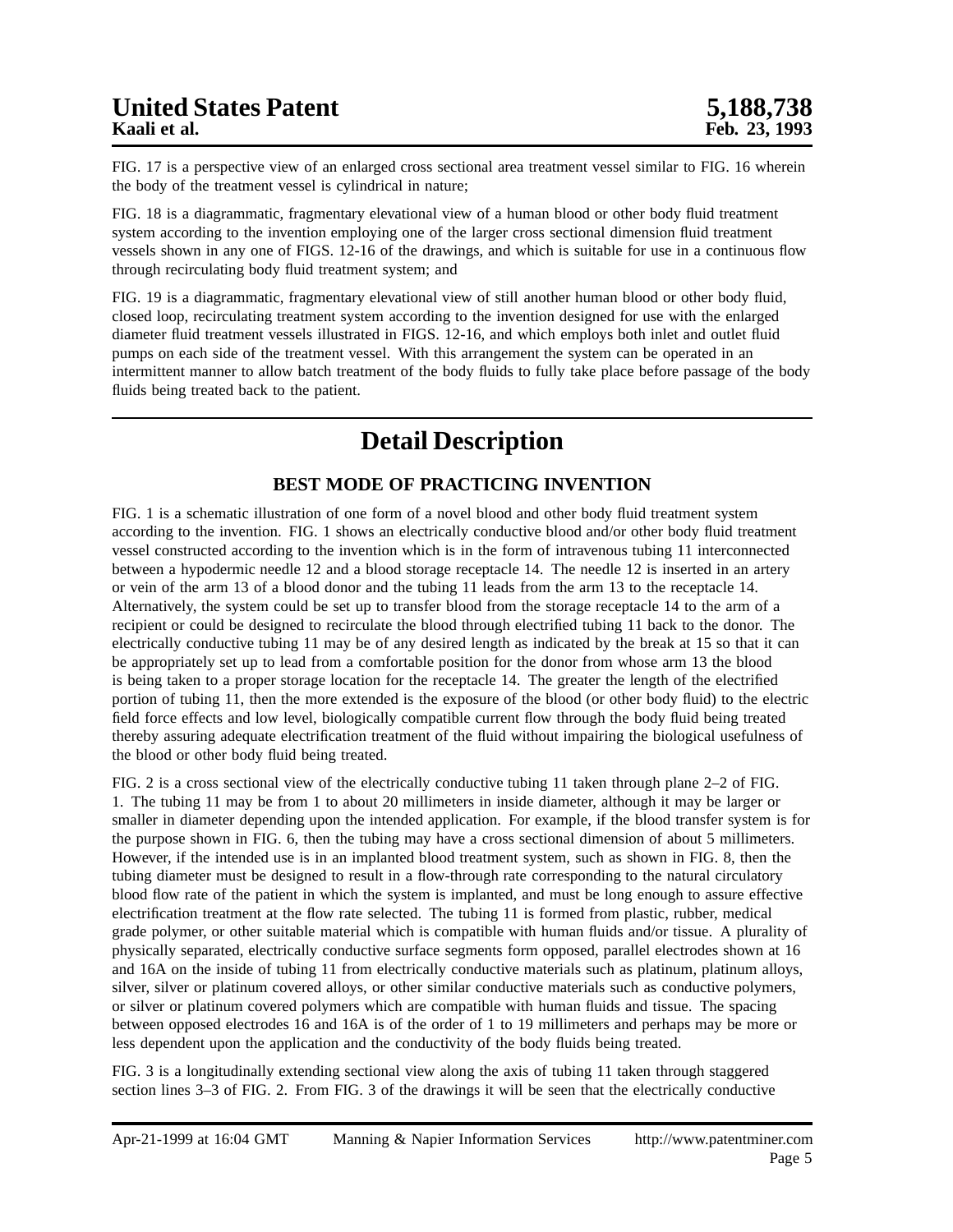FIG. 17 is a perspective view of an enlarged cross sectional area treatment vessel similar to FIG. 16 wherein the body of the treatment vessel is cylindrical in nature;

FIG. 18 is a diagrammatic, fragmentary elevational view of a human blood or other body fluid treatment system according to the invention employing one of the larger cross sectional dimension fluid treatment vessels shown in any one of FIGS. 12-16 of the drawings, and which is suitable for use in a continuous flow through recirculating body fluid treatment system; and

FIG. 19 is a diagrammatic, fragmentary elevational view of still another human blood or other body fluid, closed loop, recirculating treatment system according to the invention designed for use with the enlarged diameter fluid treatment vessels illustrated in FIGS. 12-16, and which employs both inlet and outlet fluid pumps on each side of the treatment vessel. With this arrangement the system can be operated in an intermittent manner to allow batch treatment of the body fluids to fully take place before passage of the body fluids being treated back to the patient.

# Detail Description

### BEST MODE OF PRACTICING INVENTION

FIG. 1 is a schematic illustration of one form of a novel blood and other body fluid treatment system according to the invention. FIG. 1 shows an electrically conductive blood and/or other body fluid treatment vessel constructed according to the invention which is in the form of intravenous tubing 11 interconnected between a hypodermic needle 12 and a blood storage receptacle 14. The needle 12 is inserted in an artery or vein of the arm 13 of a blood donor and the tubing 11 leads from the arm 13 to the receptacle 14. Alternatively, the system could be set up to transfer blood from the storage receptacle 14 to the arm of a recipient or could be designed to recirculate the blood through electrified tubing 11 back to the donor. The electrically conductive tubing 11 may be of any desired length as indicated by the break at 15 so that it can be appropriately set up to lead from a comfortable position for the donor from whose arm 13 the blood is being taken to a proper storage location for the receptacle 14. The greater the length of the electrified portion of tubing 11, then the more extended is the exposure of the blood (or other body fluid) to the electric field force effects and low level, biologically compatible current flow through the body fluid being treated thereby assuring adequate electrification treatment of the fluid without impairing the biological usefulness of the blood or other body fluid being treated.

FIG. 2 is a cross sectional view of the electrically conductive tubing 11 taken through plane 2–2 of FIG. 1. The tubing 11 may be from 1 to about 20 millimeters in inside diameter, although it may be larger or smaller in diameter depending upon the intended application. For example, if the blood transfer system is for the purpose shown in FIG. 6, then the tubing may have a cross sectional dimension of about 5 millimeters. However, if the intended use is in an implanted blood treatment system, such as shown in FIG. 8, then the tubing diameter must be designed to result in a flow-through rate corresponding to the natural circulatory blood flow rate of the patient in which the system is implanted, and must be long enough to assure effective electrification treatment at the flow rate selected. The tubing 11 is formed from plastic, rubber, medical grade polymer, or other suitable material which is compatible with human fluids and/or tissue. A plurality of physically separated, electrically conductive surface segments form opposed, parallel electrodes shown at 16 and 16A on the inside of tubing 11 from electrically conductive materials such as platinum, platinum alloys, silver, silver or platinum covered alloys, or other similar conductive materials such as conductive polymers, or silver or platinum covered polymers which are compatible with human fluids and tissue. The spacing between opposed electrodes 16 and 16A is of the order of 1 to 19 millimeters and perhaps may be more or less dependent upon the application and the conductivity of the body fluids being treated.

FIG. 3 is a longitudinally extending sectional view along the axis of tubing 11 taken through staggered section lines 3–3 of FIG. 2. From FIG. 3 of the drawings it will be seen that the electrically conductive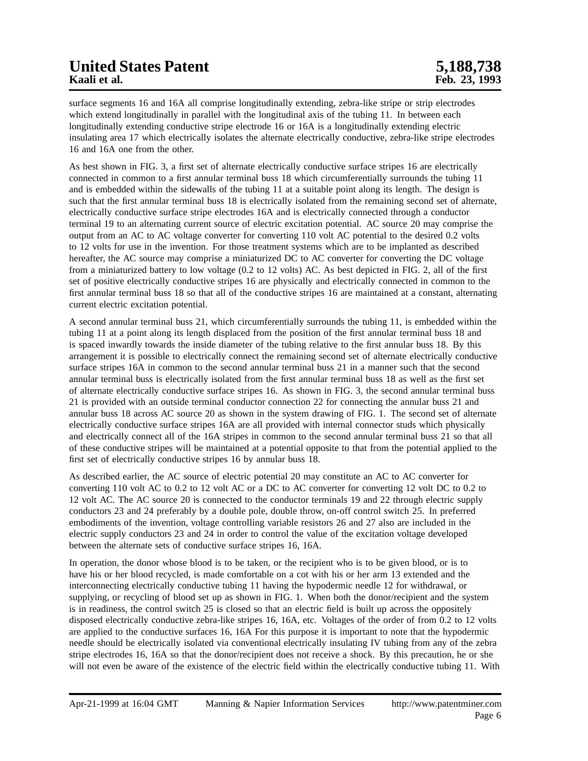surface segments 16 and 16A all comprise longitudinally extending, zebra-like stripe or strip electrodes which extend longitudinally in parallel with the longitudinal axis of the tubing 11. In between each longitudinally extending conductive stripe electrode 16 or 16A is a longitudinally extending electric insulating area 17 which electrically isolates the alternate electrically conductive, zebra-like stripe electrodes 16 and 16A one from the other.

As best shown in FIG. 3, a first set of alternate electrically conductive surface stripes 16 are electrically connected in common to a first annular terminal buss 18 which circumferentially surrounds the tubing 11 and is embedded within the sidewalls of the tubing 11 at a suitable point along its length. The design is such that the first annular terminal buss 18 is electrically isolated from the remaining second set of alternate, electrically conductive surface stripe electrodes 16A and is electrically connected through a conductor terminal 19 to an alternating current source of electric excitation potential. AC source 20 may comprise the output from an AC to AC voltage converter for converting 110 volt AC potential to the desired 0.2 volts to 12 volts for use in the invention. For those treatment systems which are to be implanted as described hereafter, the AC source may comprise a miniaturized DC to AC converter for converting the DC voltage from a miniaturized battery to low voltage (0.2 to 12 volts) AC. As best depicted in FIG. 2, all of the first set of positive electrically conductive stripes 16 are physically and electrically connected in common to the first annular terminal buss 18 so that all of the conductive stripes 16 are maintained at a constant, alternating current electric excitation potential.

A second annular terminal buss 21, which circumferentially surrounds the tubing 11, is embedded within the tubing 11 at a point along its length displaced from the position of the first annular terminal buss 18 and is spaced inwardly towards the inside diameter of the tubing relative to the first annular buss 18. By this arrangement it is possible to electrically connect the remaining second set of alternate electrically conductive surface stripes 16A in common to the second annular terminal buss 21 in a manner such that the second annular terminal buss is electrically isolated from the first annular terminal buss 18 as well as the first set of alternate electrically conductive surface stripes 16. As shown in FIG. 3, the second annular terminal buss 21 is provided with an outside terminal conductor connection 22 for connecting the annular buss 21 and annular buss 18 across AC source 20 as shown in the system drawing of FIG. 1. The second set of alternate electrically conductive surface stripes 16A are all provided with internal connector studs which physically and electrically connect all of the 16A stripes in common to the second annular terminal buss 21 so that all of these conductive stripes will be maintained at a potential opposite to that from the potential applied to the first set of electrically conductive stripes 16 by annular buss 18.

As described earlier, the AC source of electric potential 20 may constitute an AC to AC converter for converting 110 volt AC to 0.2 to 12 volt AC or a DC to AC converter for converting 12 volt DC to 0.2 to 12 volt AC. The AC source 20 is connected to the conductor terminals 19 and 22 through electric supply conductors 23 and 24 preferably by a double pole, double throw, on-off control switch 25. In preferred embodiments of the invention, voltage controlling variable resistors 26 and 27 also are included in the electric supply conductors 23 and 24 in order to control the value of the excitation voltage developed between the alternate sets of conductive surface stripes 16, 16A.

In operation, the donor whose blood is to be taken, or the recipient who is to be given blood, or is to have his or her blood recycled, is made comfortable on a cot with his or her arm 13 extended and the interconnecting electrically conductive tubing 11 having the hypodermic needle 12 for withdrawal, or supplying, or recycling of blood set up as shown in FIG. 1. When both the donor/recipient and the system is in readiness, the control switch 25 is closed so that an electric field is built up across the oppositely disposed electrically conductive zebra-like stripes 16, 16A, etc. Voltages of the order of from 0.2 to 12 volts are applied to the conductive surfaces 16, 16A For this purpose it is important to note that the hypodermic needle should be electrically isolated via conventional electrically insulating IV tubing from any of the zebra stripe electrodes 16, 16A so that the donor/recipient does not receive a shock. By this precaution, he or she will not even be aware of the existence of the electric field within the electrically conductive tubing 11. With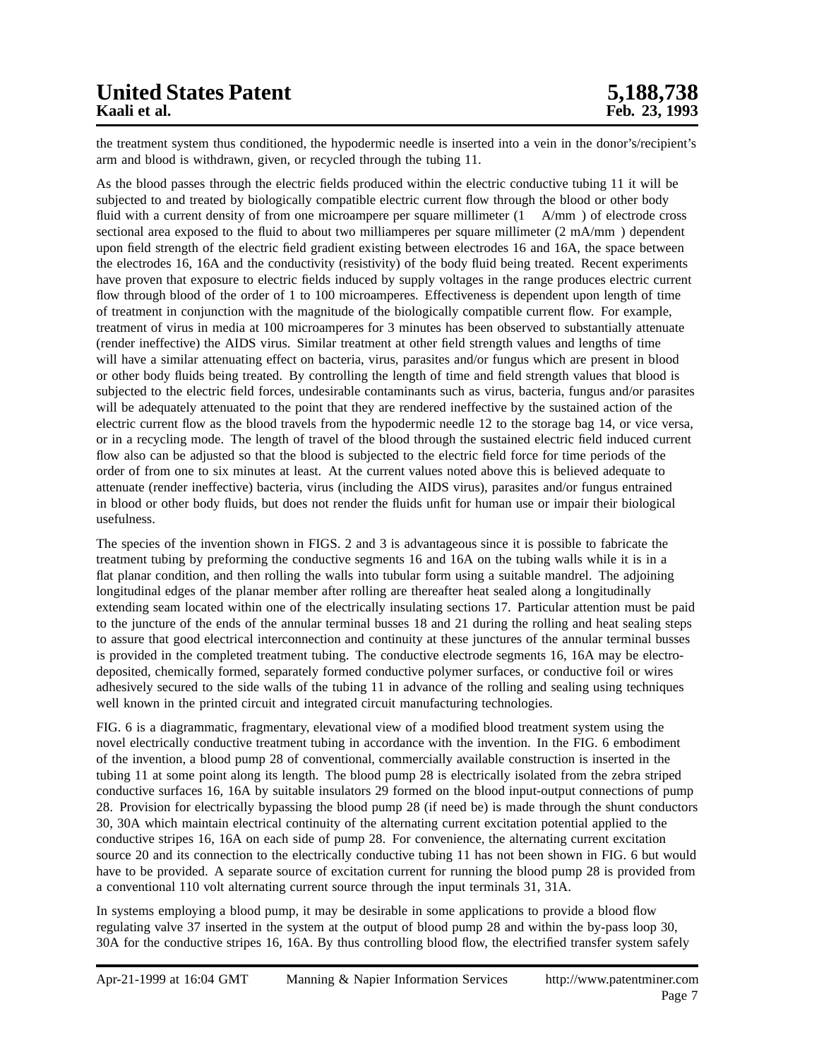the treatment system thus conditioned, the hypodermic needle is inserted into a vein in the donor's/recipient's arm and blood is withdrawn, given, or recycled through the tubing 11.

As the blood passes through the electric fields produced within the electric conductive tubing 11 it will be subjected to and treated by biologically compatible electric current flow through the blood or other body fluid with a current density of from one microampere per square millimeter (1 $\mu$A/mm$^2$) of electrode cross sectional area exposed to the fluid to about two milliamperes per square millimeter (2 mA/mm$^2$) dependent upon field strength of the electric field gradient existing between electrodes 16 and 16A, the space between the electrodes 16, 16A and the conductivity (resistivity) of the body fluid being treated. Recent experiments have proven that exposure to electric fields induced by supply voltages in the range produces electric current flow through blood of the order of 1 to 100 microamperes. Effectiveness is dependent upon length of time of treatment in conjunction with the magnitude of the biologically compatible current flow. For example, treatment of virus in media at 100 microamperes for 3 minutes has been observed to substantially attenuate (render ineffective) the AIDS virus. Similar treatment at other field strength values and lengths of time will have a similar attenuating effect on bacteria, virus, parasites and/or fungus which are present in blood or other body fluids being treated. By controlling the length of time and field strength values that blood is subjected to the electric field forces, undesirable contaminants such as virus, bacteria, fungus and/or parasites will be adequately attenuated to the point that they are rendered ineffective by the sustained action of the electric current flow as the blood travels from the hypodermic needle 12 to the storage bag 14, or vice versa, or in a recycling mode. The length of travel of the blood through the sustained electric field induced current flow also can be adjusted so that the blood is subjected to the electric field force for time periods of the order of from one to six minutes at least. At the current values noted above this is believed adequate to attenuate (render ineffective) bacteria, virus (including the AIDS virus), parasites and/or fungus entrained in blood or other body fluids, but does not render the fluids unfit for human use or impair their biological usefulness.

The species of the invention shown in FIGS. 2 and 3 is advantageous since it is possible to fabricate the treatment tubing by preforming the conductive segments 16 and 16A on the tubing walls while it is in a flat planar condition, and then rolling the walls into tubular form using a suitable mandrel. The adjoining longitudinal edges of the planar member after rolling are thereafter heat sealed along a longitudinally extending seam located within one of the electrically insulating sections 17. Particular attention must be paid to the juncture of the ends of the annular terminal busses 18 and 21 during the rolling and heat sealing steps to assure that good electrical interconnection and continuity at these junctures of the annular terminal busses is provided in the completed treatment tubing. The conductive electrode segments 16, 16A may be electro-deposited, chemically formed, separately formed conductive polymer surfaces, or conductive foil or wires adhesively secured to the side walls of the tubing 11 in advance of the rolling and sealing using techniques well known in the printed circuit and integrated circuit manufacturing technologies.

FIG. 6 is a diagrammatic, fragmentary, elevational view of a modified blood treatment system using the novel electrically conductive treatment tubing in accordance with the invention. In the FIG. 6 embodiment of the invention, a blood pump 28 of conventional, commercially available construction is inserted in the tubing 11 at some point along its length. The blood pump 28 is electrically isolated from the zebra striped conductive surfaces 16, 16A by suitable insulators 29 formed on the blood input-output connections of pump 28. Provision for electrically bypassing the blood pump 28 (if need be) is made through the shunt conductors 30, 30A which maintain electrical continuity of the alternating current excitation potential applied to the conductive stripes 16, 16A on each side of pump 28. For convenience, the alternating current excitation source 20 and its connection to the electrically conductive tubing 11 has not been shown in FIG. 6 but would have to be provided. A separate source of excitation current for running the blood pump 28 is provided from a conventional 110 volt alternating current source through the input terminals 31, 31A.

In systems employing a blood pump, it may be desirable in some applications to provide a blood flow regulating valve 37 inserted in the system at the output of blood pump 28 and within the by-pass loop 30, 30A for the conductive stripes 16, 16A. By thus controlling blood flow, the electrified transfer system safely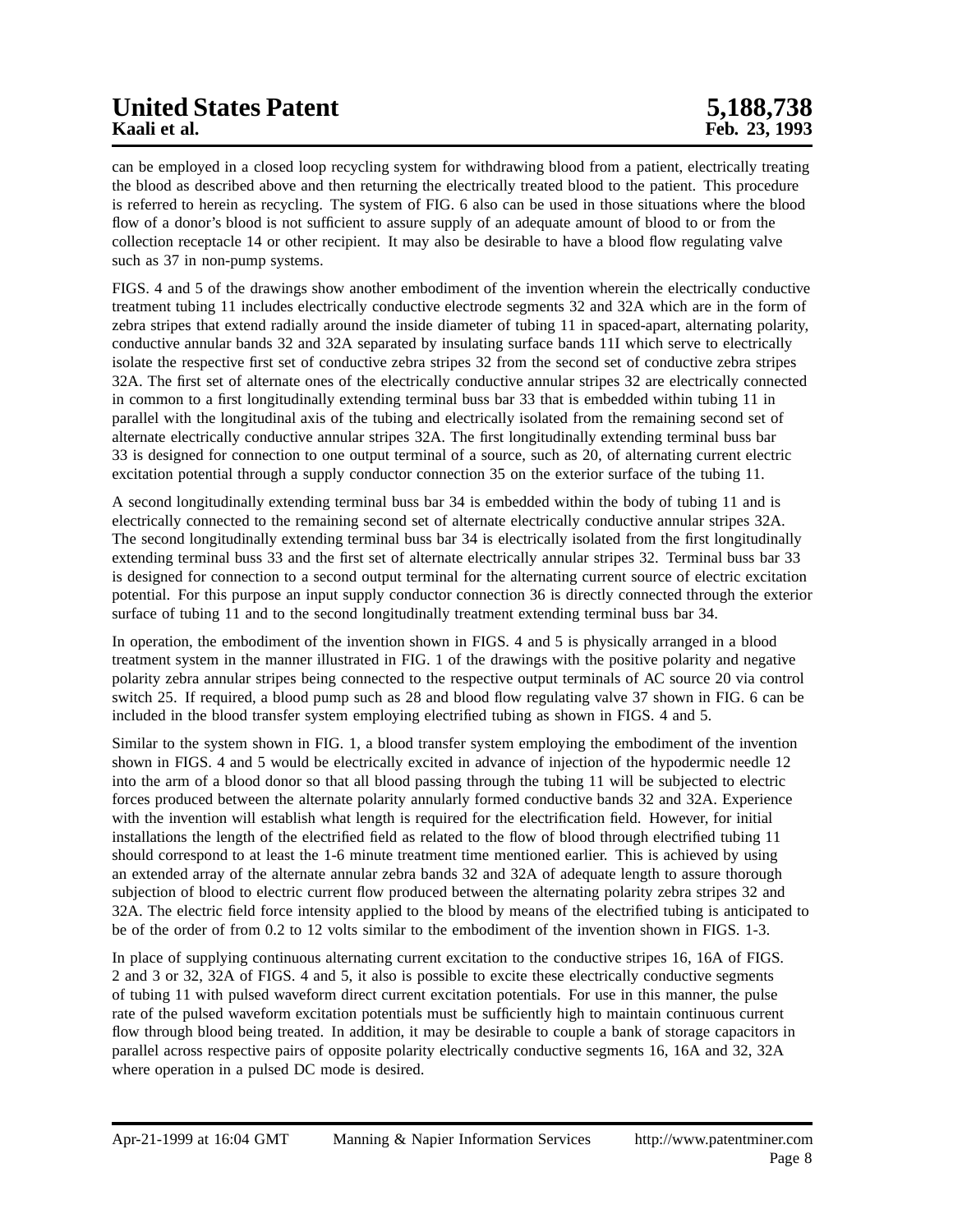can be employed in a closed loop recycling system for withdrawing blood from a patient, electrically treating the blood as described above and then returning the electrically treated blood to the patient. This procedure is referred to herein as recycling. The system of FIG. 6 also can be used in those situations where the blood flow of a donor's blood is not sufficient to assure supply of an adequate amount of blood to or from the collection receptacle 14 or other recipient. It may also be desirable to have a blood flow regulating valve such as 37 in non-pump systems.

FIGS. 4 and 5 of the drawings show another embodiment of the invention wherein the electrically conductive treatment tubing 11 includes electrically conductive electrode segments 32 and 32A which are in the form of zebra stripes that extend radially around the inside diameter of tubing 11 in spaced-apart, alternating polarity, conductive annular bands 32 and 32A separated by insulating surface bands 11I which serve to electrically isolate the respective first set of conductive zebra stripes 32 from the second set of conductive zebra stripes 32A. The first set of alternate ones of the electrically conductive annular stripes 32 are electrically connected in common to a first longitudinally extending terminal buss bar 33 that is embedded within tubing 11 in parallel with the longitudinal axis of the tubing and electrically isolated from the remaining second set of alternate electrically conductive annular stripes 32A. The first longitudinally extending terminal buss bar 33 is designed for connection to one output terminal of a source, such as 20, of alternating current electric excitation potential through a supply conductor connection 35 on the exterior surface of the tubing 11.

A second longitudinally extending terminal buss bar 34 is embedded within the body of tubing 11 and is electrically connected to the remaining second set of alternate electrically conductive annular stripes 32A. The second longitudinally extending terminal buss bar 34 is electrically isolated from the first longitudinally extending terminal buss 33 and the first set of alternate electrically annular stripes 32. Terminal buss bar 33 is designed for connection to a second output terminal for the alternating current source of electric excitation potential. For this purpose an input supply conductor connection 36 is directly connected through the exterior surface of tubing 11 and to the second longitudinally treatment extending terminal buss bar 34.

In operation, the embodiment of the invention shown in FIGS. 4 and 5 is physically arranged in a blood treatment system in the manner illustrated in FIG. 1 of the drawings with the positive polarity and negative polarity zebra annular stripes being connected to the respective output terminals of AC source 20 via control switch 25. If required, a blood pump such as 28 and blood flow regulating valve 37 shown in FIG. 6 can be included in the blood transfer system employing electrified tubing as shown in FIGS. 4 and 5.

Similar to the system shown in FIG. 1, a blood transfer system employing the embodiment of the invention shown in FIGS. 4 and 5 would be electrically excited in advance of injection of the hypodermic needle 12 into the arm of a blood donor so that all blood passing through the tubing 11 will be subjected to electric forces produced between the alternate polarity annularly formed conductive bands 32 and 32A. Experience with the invention will establish what length is required for the electrification field. However, for initial installations the length of the electrified field as related to the flow of blood through electrified tubing 11 should correspond to at least the 1-6 minute treatment time mentioned earlier. This is achieved by using an extended array of the alternate annular zebra bands 32 and 32A of adequate length to assure thorough subjection of blood to electric current flow produced between the alternating polarity zebra stripes 32 and 32A. The electric field force intensity applied to the blood by means of the electrified tubing is anticipated to be of the order of from 0.2 to 12 volts similar to the embodiment of the invention shown in FIGS. 1-3.

In place of supplying continuous alternating current excitation to the conductive stripes 16, 16A of FIGS. 2 and 3 or 32, 32A of FIGS. 4 and 5, it also is possible to excite these electrically conductive segments of tubing 11 with pulsed waveform direct current excitation potentials. For use in this manner, the pulse rate of the pulsed waveform excitation potentials must be sufficiently high to maintain continuous current flow through blood being treated. In addition, it may be desirable to couple a bank of storage capacitors in parallel across respective pairs of opposite polarity electrically conductive segments 16, 16A and 32, 32A where operation in a pulsed DC mode is desired.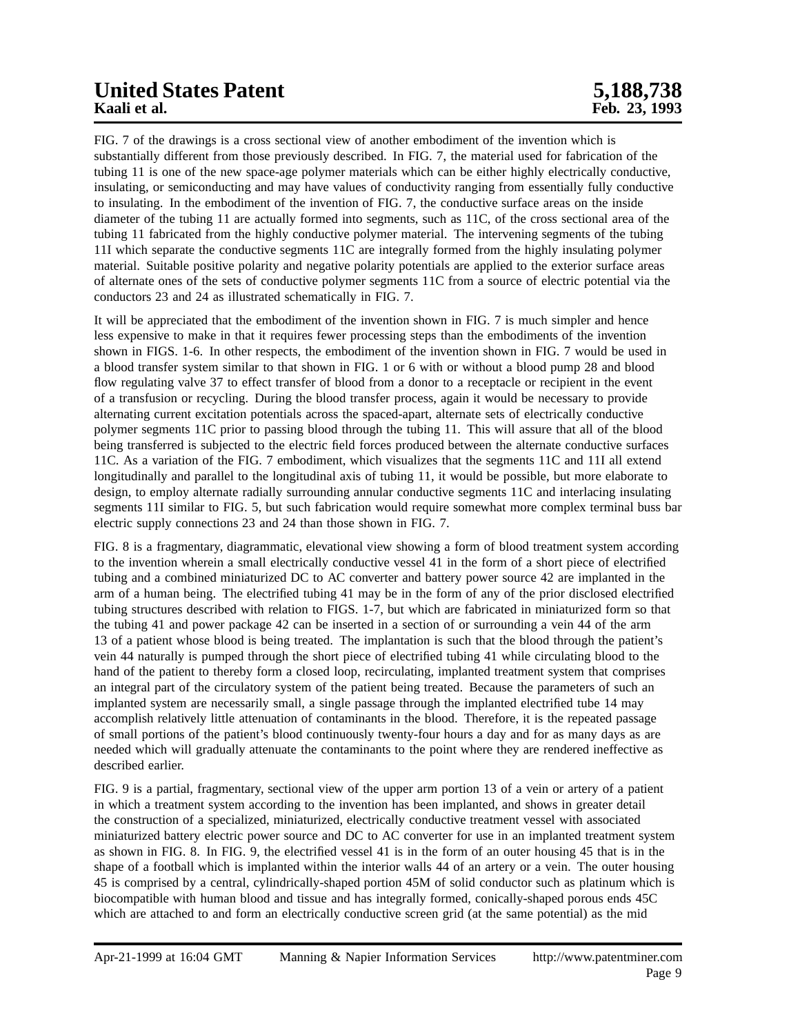FIG. 7 of the drawings is a cross sectional view of another embodiment of the invention which is substantially different from those previously described. In FIG. 7, the material used for fabrication of the tubing 11 is one of the new space-age polymer materials which can be either highly electrically conductive, insulating, or semiconducting and may have values of conductivity ranging from essentially fully conductive to insulating. In the embodiment of the invention of FIG. 7, the conductive surface areas on the inside diameter of the tubing 11 are actually formed into segments, such as 11C, of the cross sectional area of the tubing 11 fabricated from the highly conductive polymer material. The intervening segments of the tubing 11I which separate the conductive segments 11C are integrally formed from the highly insulating polymer material. Suitable positive polarity and negative polarity potentials are applied to the exterior surface areas of alternate ones of the sets of conductive polymer segments 11C from a source of electric potential via the conductors 23 and 24 as illustrated schematically in FIG. 7.

It will be appreciated that the embodiment of the invention shown in FIG. 7 is much simpler and hence less expensive to make in that it requires fewer processing steps than the embodiments of the invention shown in FIGS. 1-6. In other respects, the embodiment of the invention shown in FIG. 7 would be used in a blood transfer system similar to that shown in FIG. 1 or 6 with or without a blood pump 28 and blood flow regulating valve 37 to effect transfer of blood from a donor to a receptacle or recipient in the event of a transfusion or recycling. During the blood transfer process, again it would be necessary to provide alternating current excitation potentials across the spaced-apart, alternate sets of electrically conductive polymer segments 11C prior to passing blood through the tubing 11. This will assure that all of the blood being transferred is subjected to the electric field forces produced between the alternate conductive surfaces 11C. As a variation of the FIG. 7 embodiment, which visualizes that the segments 11C and 11I all extend longitudinally and parallel to the longitudinal axis of tubing 11, it would be possible, but more elaborate to design, to employ alternate radially surrounding annular conductive segments 11C and interlacing insulating segments 11I similar to FIG. 5, but such fabrication would require somewhat more complex terminal buss bar electric supply connections 23 and 24 than those shown in FIG. 7.

FIG. 8 is a fragmentary, diagrammatic, elevational view showing a form of blood treatment system according to the invention wherein a small electrically conductive vessel 41 in the form of a short piece of electrified tubing and a combined miniaturized DC to AC converter and battery power source 42 are implanted in the arm of a human being. The electrified tubing 41 may be in the form of any of the prior disclosed electrified tubing structures described with relation to FIGS. 1-7, but which are fabricated in miniaturized form so that the tubing 41 and power package 42 can be inserted in a section of or surrounding a vein 44 of the arm 13 of a patient whose blood is being treated. The implantation is such that the blood through the patient's vein 44 naturally is pumped through the short piece of electrified tubing 41 while circulating blood to the hand of the patient to thereby form a closed loop, recirculating, implanted treatment system that comprises an integral part of the circulatory system of the patient being treated. Because the parameters of such an implanted system are necessarily small, a single passage through the implanted electrified tube 14 may accomplish relatively little attenuation of contaminants in the blood. Therefore, it is the repeated passage of small portions of the patient's blood continuously twenty-four hours a day and for as many days as are needed which will gradually attenuate the contaminants to the point where they are rendered ineffective as described earlier.

FIG. 9 is a partial, fragmentary, sectional view of the upper arm portion 13 of a vein or artery of a patient in which a treatment system according to the invention has been implanted, and shows in greater detail the construction of a specialized, miniaturized, electrically conductive treatment vessel with associated miniaturized battery electric power source and DC to AC converter for use in an implanted treatment system as shown in FIG. 8. In FIG. 9, the electrified vessel 41 is in the form of an outer housing 45 that is in the shape of a football which is implanted within the interior walls 44 of an artery or a vein. The outer housing 45 is comprised by a central, cylindrically-shaped portion 45M of solid conductor such as platinum which is biocompatible with human blood and tissue and has integrally formed, conically-shaped porous ends 45C which are attached to and form an electrically conductive screen grid (at the same potential) as the mid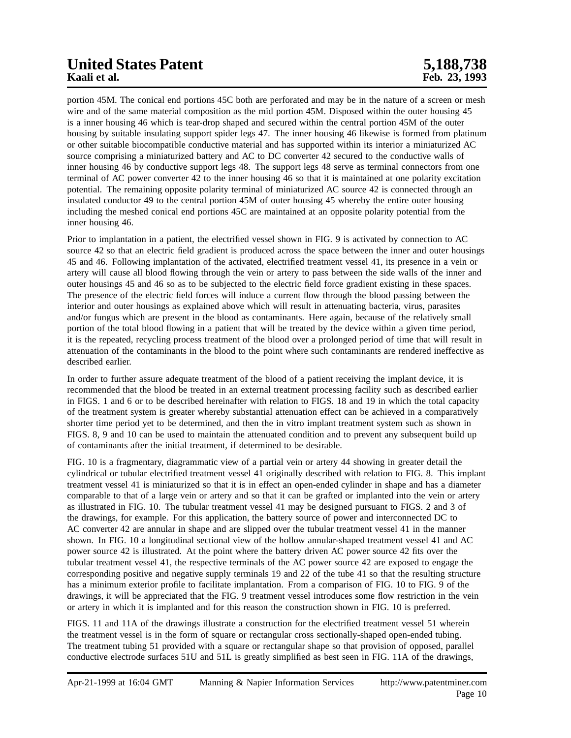portion 45M. The conical end portions 45C both are perforated and may be in the nature of a screen or mesh wire and of the same material composition as the mid portion 45M. Disposed within the outer housing 45 is a inner housing 46 which is tear-drop shaped and secured within the central portion 45M of the outer housing by suitable insulating support spider legs 47. The inner housing 46 likewise is formed from platinum or other suitable biocompatible conductive material and has supported within its interior a miniaturized AC source comprising a miniaturized battery and AC to DC converter 42 secured to the conductive walls of inner housing 46 by conductive support legs 48. The support legs 48 serve as terminal connectors from one terminal of AC power converter 42 to the inner housing 46 so that it is maintained at one polarity excitation potential. The remaining opposite polarity terminal of miniaturized AC source 42 is connected through an insulated conductor 49 to the central portion 45M of outer housing 45 whereby the entire outer housing including the meshed conical end portions 45C are maintained at an opposite polarity potential from the inner housing 46.

Prior to implantation in a patient, the electrified vessel shown in FIG. 9 is activated by connection to AC source 42 so that an electric field gradient is produced across the space between the inner and outer housings 45 and 46. Following implantation of the activated, electrified treatment vessel 41, its presence in a vein or artery will cause all blood flowing through the vein or artery to pass between the side walls of the inner and outer housings 45 and 46 so as to be subjected to the electric field force gradient existing in these spaces. The presence of the electric field forces will induce a current flow through the blood passing between the interior and outer housings as explained above which will result in attenuating bacteria, virus, parasites and/or fungus which are present in the blood as contaminants. Here again, because of the relatively small portion of the total blood flowing in a patient that will be treated by the device within a given time period, it is the repeated, recycling process treatment of the blood over a prolonged period of time that will result in attenuation of the contaminants in the blood to the point where such contaminants are rendered ineffective as described earlier.

In order to further assure adequate treatment of the blood of a patient receiving the implant device, it is recommended that the blood be treated in an external treatment processing facility such as described earlier in FIGS. 1 and 6 or to be described hereinafter with relation to FIGS. 18 and 19 in which the total capacity of the treatment system is greater whereby substantial attenuation effect can be achieved in a comparatively shorter time period yet to be determined, and then the in vitro implant treatment system such as shown in FIGS. 8, 9 and 10 can be used to maintain the attenuated condition and to prevent any subsequent build up of contaminants after the initial treatment, if determined to be desirable.

FIG. 10 is a fragmentary, diagrammatic view of a partial vein or artery 44 showing in greater detail the cylindrical or tubular electrified treatment vessel 41 originally described with relation to FIG. 8. This implant treatment vessel 41 is miniaturized so that it is in effect an open-ended cylinder in shape and has a diameter comparable to that of a large vein or artery and so that it can be grafted or implanted into the vein or artery as illustrated in FIG. 10. The tubular treatment vessel 41 may be designed pursuant to FIGS. 2 and 3 of the drawings, for example. For this application, the battery source of power and interconnected DC to AC converter 42 are annular in shape and are slipped over the tubular treatment vessel 41 in the manner shown. In FIG. 10 a longitudinal sectional view of the hollow annular-shaped treatment vessel 41 and AC power source 42 is illustrated. At the point where the battery driven AC power source 42 fits over the tubular treatment vessel 41, the respective terminals of the AC power source 42 are exposed to engage the corresponding positive and negative supply terminals 19 and 22 of the tube 41 so that the resulting structure has a minimum exterior profile to facilitate implantation. From a comparison of FIG. 10 to FIG. 9 of the drawings, it will be appreciated that the FIG. 9 treatment vessel introduces some flow restriction in the vein or artery in which it is implanted and for this reason the construction shown in FIG. 10 is preferred.

FIGS. 11 and 11A of the drawings illustrate a construction for the electrified treatment vessel 51 wherein the treatment vessel is in the form of square or rectangular cross sectionally-shaped open-ended tubing. The treatment tubing 51 provided with a square or rectangular shape so that provision of opposed, parallel conductive electrode surfaces 51U and 51L is greatly simplified as best seen in FIG. 11A of the drawings,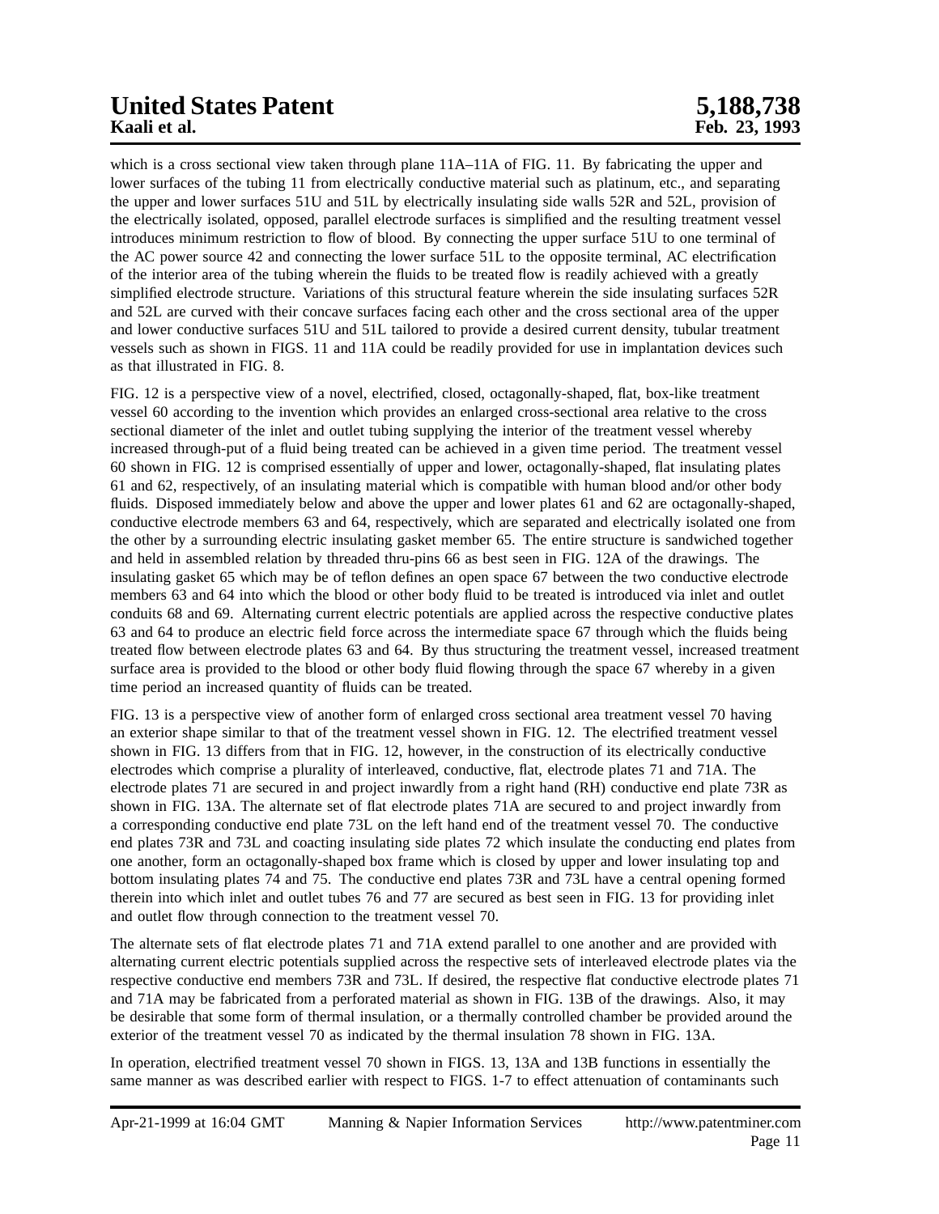which is a cross sectional view taken through plane 11A–11A of FIG. 11. By fabricating the upper and lower surfaces of the tubing 11 from electrically conductive material such as platinum, etc., and separating the upper and lower surfaces 51U and 51L by electrically insulating side walls 52R and 52L, provision of the electrically isolated, opposed, parallel electrode surfaces is simplified and the resulting treatment vessel introduces minimum restriction to flow of blood. By connecting the upper surface 51U to one terminal of the AC power source 42 and connecting the lower surface 51L to the opposite terminal, AC electrification of the interior area of the tubing wherein the fluids to be treated flow is readily achieved with a greatly simplified electrode structure. Variations of this structural feature wherein the side insulating surfaces 52R and 52L are curved with their concave surfaces facing each other and the cross sectional area of the upper and lower conductive surfaces 51U and 51L tailored to provide a desired current density, tubular treatment vessels such as shown in FIGS. 11 and 11A could be readily provided for use in implantation devices such as that illustrated in FIG. 8.

FIG. 12 is a perspective view of a novel, electrified, closed, octagonally-shaped, flat, box-like treatment vessel 60 according to the invention which provides an enlarged cross-sectional area relative to the cross sectional diameter of the inlet and outlet tubing supplying the interior of the treatment vessel whereby increased through-put of a fluid being treated can be achieved in a given time period. The treatment vessel 60 shown in FIG. 12 is comprised essentially of upper and lower, octagonally-shaped, flat insulating plates 61 and 62, respectively, of an insulating material which is compatible with human blood and/or other body fluids. Disposed immediately below and above the upper and lower plates 61 and 62 are octagonally-shaped, conductive electrode members 63 and 64, respectively, which are separated and electrically isolated one from the other by a surrounding electric insulating gasket member 65. The entire structure is sandwiched together and held in assembled relation by threaded thru-pins 66 as best seen in FIG. 12A of the drawings. The insulating gasket 65 which may be of teflon defines an open space 67 between the two conductive electrode members 63 and 64 into which the blood or other body fluid to be treated is introduced via inlet and outlet conduits 68 and 69. Alternating current electric potentials are applied across the respective conductive plates 63 and 64 to produce an electric field force across the intermediate space 67 through which the fluids being treated flow between electrode plates 63 and 64. By thus structuring the treatment vessel, increased treatment surface area is provided to the blood or other body fluid flowing through the space 67 whereby in a given time period an increased quantity of fluids can be treated.

FIG. 13 is a perspective view of another form of enlarged cross sectional area treatment vessel 70 having an exterior shape similar to that of the treatment vessel shown in FIG. 12. The electrified treatment vessel shown in FIG. 13 differs from that in FIG. 12, however, in the construction of its electrically conductive electrodes which comprise a plurality of interleaved, conductive, flat, electrode plates 71 and 71A. The electrode plates 71 are secured in and project inwardly from a right hand (RH) conductive end plate 73R as shown in FIG. 13A. The alternate set of flat electrode plates 71A are secured to and project inwardly from a corresponding conductive end plate 73L on the left hand end of the treatment vessel 70. The conductive end plates 73R and 73L and coacting insulating side plates 72 which insulate the conducting end plates from one another, form an octagonally-shaped box frame which is closed by upper and lower insulating top and bottom insulating plates 74 and 75. The conductive end plates 73R and 73L have a central opening formed therein into which inlet and outlet tubes 76 and 77 are secured as best seen in FIG. 13 for providing inlet and outlet flow through connection to the treatment vessel 70.

The alternate sets of flat electrode plates 71 and 71A extend parallel to one another and are provided with alternating current electric potentials supplied across the respective sets of interleaved electrode plates via the respective conductive end members 73R and 73L. If desired, the respective flat conductive electrode plates 71 and 71A may be fabricated from a perforated material as shown in FIG. 13B of the drawings. Also, it may be desirable that some form of thermal insulation, or a thermally controlled chamber be provided around the exterior of the treatment vessel 70 as indicated by the thermal insulation 78 shown in FIG. 13A.

In operation, electrified treatment vessel 70 shown in FIGS. 13, 13A and 13B functions in essentially the same manner as was described earlier with respect to FIGS. 1-7 to effect attenuation of contaminants such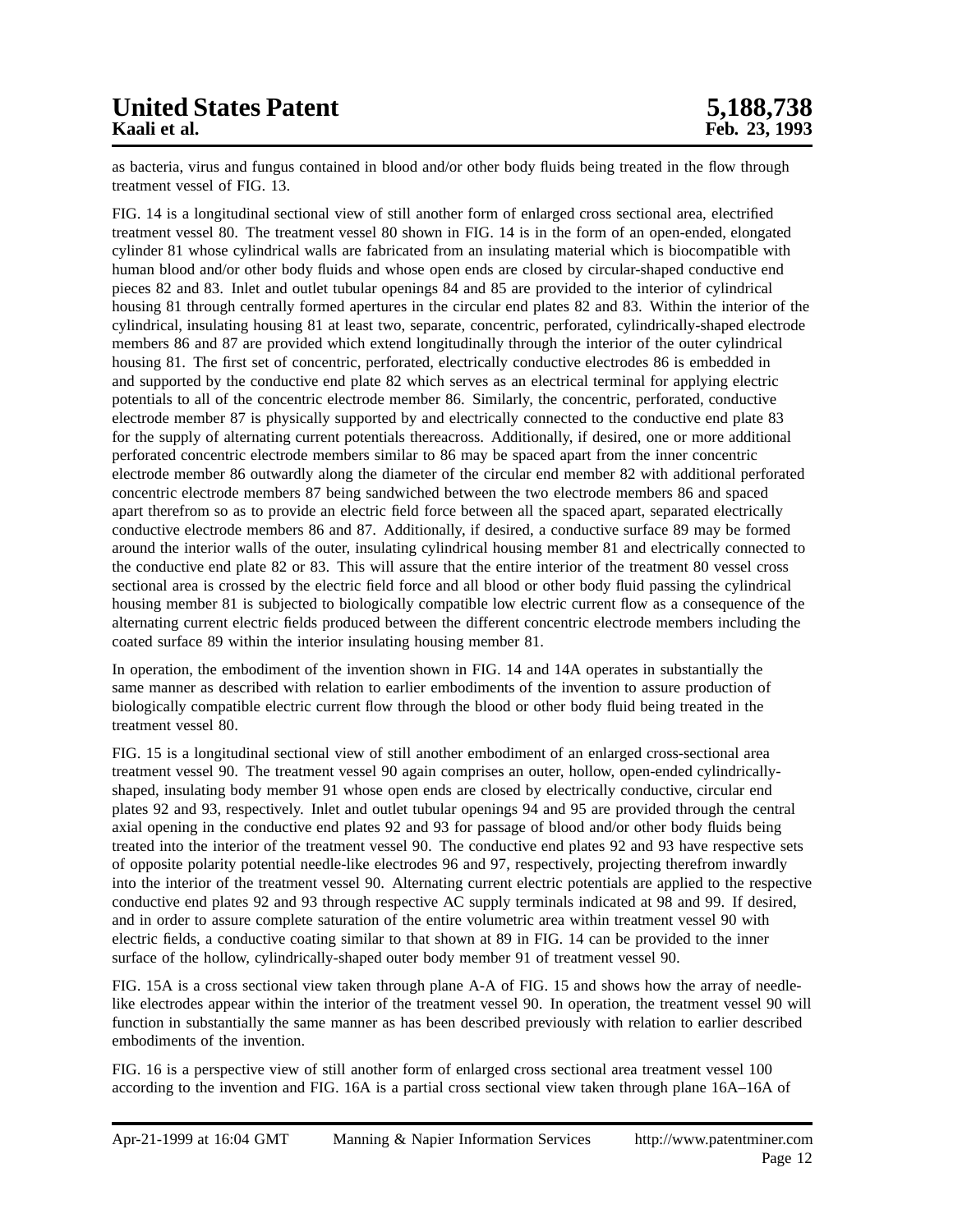as bacteria, virus and fungus contained in blood and/or other body fluids being treated in the flow through treatment vessel of FIG. 13.

FIG. 14 is a longitudinal sectional view of still another form of enlarged cross sectional area, electrified treatment vessel 80. The treatment vessel 80 shown in FIG. 14 is in the form of an open-ended, elongated cylinder 81 whose cylindrical walls are fabricated from an insulating material which is biocompatible with human blood and/or other body fluids and whose open ends are closed by circular-shaped conductive end pieces 82 and 83. Inlet and outlet tubular openings 84 and 85 are provided to the interior of cylindrical housing 81 through centrally formed apertures in the circular end plates 82 and 83. Within the interior of the cylindrical, insulating housing 81 at least two, separate, concentric, perforated, cylindrically-shaped electrode members 86 and 87 are provided which extend longitudinally through the interior of the outer cylindrical housing 81. The first set of concentric, perforated, electrically conductive electrodes 86 is embedded in and supported by the conductive end plate 82 which serves as an electrical terminal for applying electric potentials to all of the concentric electrode member 86. Similarly, the concentric, perforated, conductive electrode member 87 is physically supported by and electrically connected to the conductive end plate 83 for the supply of alternating current potentials thereacross. Additionally, if desired, one or more additional perforated concentric electrode members similar to 86 may be spaced apart from the inner concentric electrode member 86 outwardly along the diameter of the circular end member 82 with additional perforated concentric electrode members 87 being sandwiched between the two electrode members 86 and spaced apart therefrom so as to provide an electric field force between all the spaced apart, separated electrically conductive electrode members 86 and 87. Additionally, if desired, a conductive surface 89 may be formed around the interior walls of the outer, insulating cylindrical housing member 81 and electrically connected to the conductive end plate 82 or 83. This will assure that the entire interior of the treatment 80 vessel cross sectional area is crossed by the electric field force and all blood or other body fluid passing the cylindrical housing member 81 is subjected to biologically compatible low electric current flow as a consequence of the alternating current electric fields produced between the different concentric electrode members including the coated surface 89 within the interior insulating housing member 81.

In operation, the embodiment of the invention shown in FIG. 14 and 14A operates in substantially the same manner as described with relation to earlier embodiments of the invention to assure production of biologically compatible electric current flow through the blood or other body fluid being treated in the treatment vessel 80.

FIG. 15 is a longitudinal sectional view of still another embodiment of an enlarged cross-sectional area treatment vessel 90. The treatment vessel 90 again comprises an outer, hollow, open-ended cylindrically-shaped, insulating body member 91 whose open ends are closed by electrically conductive, circular end plates 92 and 93, respectively. Inlet and outlet tubular openings 94 and 95 are provided through the central axial opening in the conductive end plates 92 and 93 for passage of blood and/or other body fluids being treated into the interior of the treatment vessel 90. The conductive end plates 92 and 93 have respective sets of opposite polarity potential needle-like electrodes 96 and 97, respectively, projecting therefrom inwardly into the interior of the treatment vessel 90. Alternating current electric potentials are applied to the respective conductive end plates 92 and 93 through respective AC supply terminals indicated at 98 and 99. If desired, and in order to assure complete saturation of the entire volumetric area within treatment vessel 90 with electric fields, a conductive coating similar to that shown at 89 in FIG. 14 can be provided to the inner surface of the hollow, cylindrically-shaped outer body member 91 of treatment vessel 90.

FIG. 15A is a cross sectional view taken through plane A-A of FIG. 15 and shows how the array of needle-like electrodes appear within the interior of the treatment vessel 90. In operation, the treatment vessel 90 will function in substantially the same manner as has been described previously with relation to earlier described embodiments of the invention.

FIG. 16 is a perspective view of still another form of enlarged cross sectional area treatment vessel 100 according to the invention and FIG. 16A is a partial cross sectional view taken through plane 16A–16A of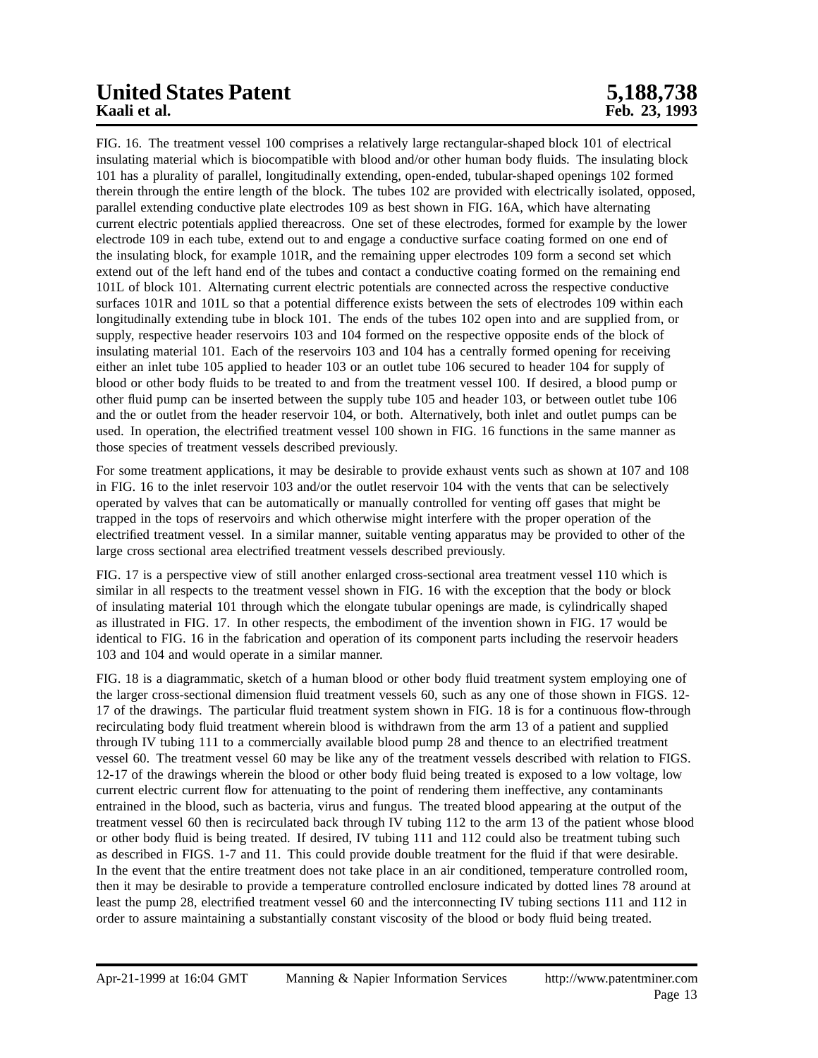FIG. 16. The treatment vessel 100 comprises a relatively large rectangular-shaped block 101 of electrical insulating material which is biocompatible with blood and/or other human body fluids. The insulating block 101 has a plurality of parallel, longitudinally extending, open-ended, tubular-shaped openings 102 formed therein through the entire length of the block. The tubes 102 are provided with electrically isolated, opposed, parallel extending conductive plate electrodes 109 as best shown in FIG. 16A, which have alternating current electric potentials applied thereacross. One set of these electrodes, formed for example by the lower electrode 109 in each tube, extend out to and engage a conductive surface coating formed on one end of the insulating block, for example 101R, and the remaining upper electrodes 109 form a second set which extend out of the left hand end of the tubes and contact a conductive coating formed on the remaining end 101L of block 101. Alternating current electric potentials are connected across the respective conductive surfaces 101R and 101L so that a potential difference exists between the sets of electrodes 109 within each longitudinally extending tube in block 101. The ends of the tubes 102 open into and are supplied from, or supply, respective header reservoirs 103 and 104 formed on the respective opposite ends of the block of insulating material 101. Each of the reservoirs 103 and 104 has a centrally formed opening for receiving either an inlet tube 105 applied to header 103 or an outlet tube 106 secured to header 104 for supply of blood or other body fluids to be treated to and from the treatment vessel 100. If desired, a blood pump or other fluid pump can be inserted between the supply tube 105 and header 103, or between outlet tube 106 and the or outlet from the header reservoir 104, or both. Alternatively, both inlet and outlet pumps can be used. In operation, the electrified treatment vessel 100 shown in FIG. 16 functions in the same manner as those species of treatment vessels described previously.

For some treatment applications, it may be desirable to provide exhaust vents such as shown at 107 and 108 in FIG. 16 to the inlet reservoir 103 and/or the outlet reservoir 104 with the vents that can be selectively operated by valves that can be automatically or manually controlled for venting off gases that might be trapped in the tops of reservoirs and which otherwise might interfere with the proper operation of the electrified treatment vessel. In a similar manner, suitable venting apparatus may be provided to other of the large cross sectional area electrified treatment vessels described previously.

FIG. 17 is a perspective view of still another enlarged cross-sectional area treatment vessel 110 which is similar in all respects to the treatment vessel shown in FIG. 16 with the exception that the body or block of insulating material 101 through which the elongate tubular openings are made, is cylindrically shaped as illustrated in FIG. 17. In other respects, the embodiment of the invention shown in FIG. 17 would be identical to FIG. 16 in the fabrication and operation of its component parts including the reservoir headers 103 and 104 and would operate in a similar manner.

FIG. 18 is a diagrammatic, sketch of a human blood or other body fluid treatment system employing one of the larger cross-sectional dimension fluid treatment vessels 60, such as any one of those shown in FIGS. 12-17 of the drawings. The particular fluid treatment system shown in FIG. 18 is for a continuous flow-through recirculating body fluid treatment wherein blood is withdrawn from the arm 13 of a patient and supplied through IV tubing 111 to a commercially available blood pump 28 and thence to an electrified treatment vessel 60. The treatment vessel 60 may be like any of the treatment vessels described with relation to FIGS. 12-17 of the drawings wherein the blood or other body fluid being treated is exposed to a low voltage, low current electric current flow for attenuating to the point of rendering them ineffective, any contaminants entrained in the blood, such as bacteria, virus and fungus. The treated blood appearing at the output of the treatment vessel 60 then is recirculated back through IV tubing 112 to the arm 13 of the patient whose blood or other body fluid is being treated. If desired, IV tubing 111 and 112 could also be treatment tubing such as described in FIGS. 1-7 and 11. This could provide double treatment for the fluid if that were desirable. In the event that the entire treatment does not take place in an air conditioned, temperature controlled room, then it may be desirable to provide a temperature controlled enclosure indicated by dotted lines 78 around at least the pump 28, electrified treatment vessel 60 and the interconnecting IV tubing sections 111 and 112 in order to assure maintaining a substantially constant viscosity of the blood or body fluid being treated.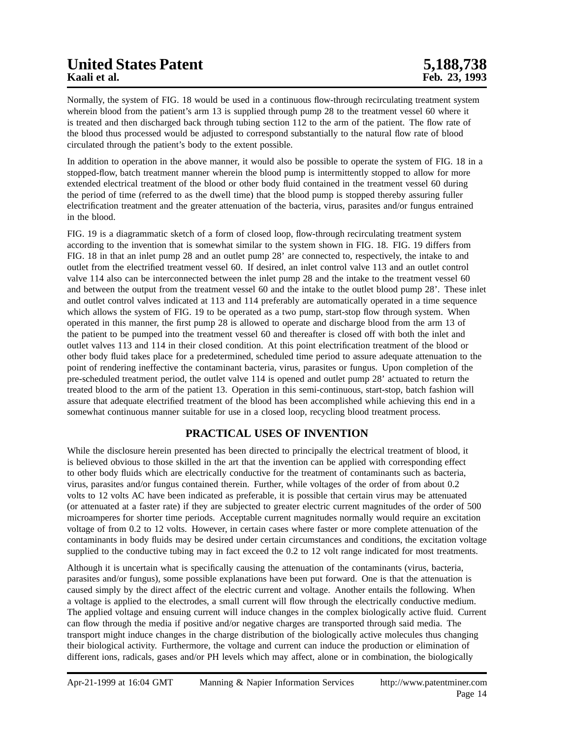Normally, the system of FIG. 18 would be used in a continuous flow-through recirculating treatment system wherein blood from the patient's arm 13 is supplied through pump 28 to the treatment vessel 60 where it is treated and then discharged back through tubing section 112 to the arm of the patient. The flow rate of the blood thus processed would be adjusted to correspond substantially to the natural flow rate of blood circulated through the patient's body to the extent possible.

In addition to operation in the above manner, it would also be possible to operate the system of FIG. 18 in a stopped-flow, batch treatment manner wherein the blood pump is intermittently stopped to allow for more extended electrical treatment of the blood or other body fluid contained in the treatment vessel 60 during the period of time (referred to as the dwell time) that the blood pump is stopped thereby assuring fuller electrification treatment and the greater attenuation of the bacteria, virus, parasites and/or fungus entrained in the blood.

FIG. 19 is a diagrammatic sketch of a form of closed loop, flow-through recirculating treatment system according to the invention that is somewhat similar to the system shown in FIG. 18. FIG. 19 differs from FIG. 18 in that an inlet pump 28 and an outlet pump 28' are connected to, respectively, the intake to and outlet from the electrified treatment vessel 60. If desired, an inlet control valve 113 and an outlet control valve 114 also can be interconnected between the inlet pump 28 and the intake to the treatment vessel 60 and between the output from the treatment vessel 60 and the intake to the outlet blood pump 28'. These inlet and outlet control valves indicated at 113 and 114 preferably are automatically operated in a time sequence which allows the system of FIG. 19 to be operated as a two pump, start-stop flow through system. When operated in this manner, the first pump 28 is allowed to operate and discharge blood from the arm 13 of the patient to be pumped into the treatment vessel 60 and thereafter is closed off with both the inlet and outlet valves 113 and 114 in their closed condition. At this point electrification treatment of the blood or other body fluid takes place for a predetermined, scheduled time period to assure adequate attenuation to the point of rendering ineffective the contaminant bacteria, virus, parasites or fungus. Upon completion of the pre-scheduled treatment period, the outlet valve 114 is opened and outlet pump 28' actuated to return the treated blood to the arm of the patient 13. Operation in this semi-continuous, start-stop, batch fashion will assure that adequate electrified treatment of the blood has been accomplished while achieving this end in a somewhat continuous manner suitable for use in a closed loop, recycling blood treatment process.

## PRACTICAL USES OF INVENTION

While the disclosure herein presented has been directed to principally the electrical treatment of blood, it is believed obvious to those skilled in the art that the invention can be applied with corresponding effect to other body fluids which are electrically conductive for the treatment of contaminants such as bacteria, virus, parasites and/or fungus contained therein. Further, while voltages of the order of from about 0.2 volts to 12 volts AC have been indicated as preferable, it is possible that certain virus may be attenuated (or attenuated at a faster rate) if they are subjected to greater electric current magnitudes of the order of 500 microamperes for shorter time periods. Acceptable current magnitudes normally would require an excitation voltage of from 0.2 to 12 volts. However, in certain cases where faster or more complete attenuation of the contaminants in body fluids may be desired under certain circumstances and conditions, the excitation voltage supplied to the conductive tubing may in fact exceed the 0.2 to 12 volt range indicated for most treatments.

Although it is uncertain what is specifically causing the attenuation of the contaminants (virus, bacteria, parasites and/or fungus), some possible explanations have been put forward. One is that the attenuation is caused simply by the direct affect of the electric current and voltage. Another entails the following. When a voltage is applied to the electrodes, a small current will flow through the electrically conductive medium. The applied voltage and ensuing current will induce changes in the complex biologically active fluid. Current can flow through the media if positive and/or negative charges are transported through said media. The transport might induce changes in the charge distribution of the biologically active molecules thus changing their biological activity. Furthermore, the voltage and current can induce the production or elimination of different ions, radicals, gases and/or PH levels which may affect, alone or in combination, the biologically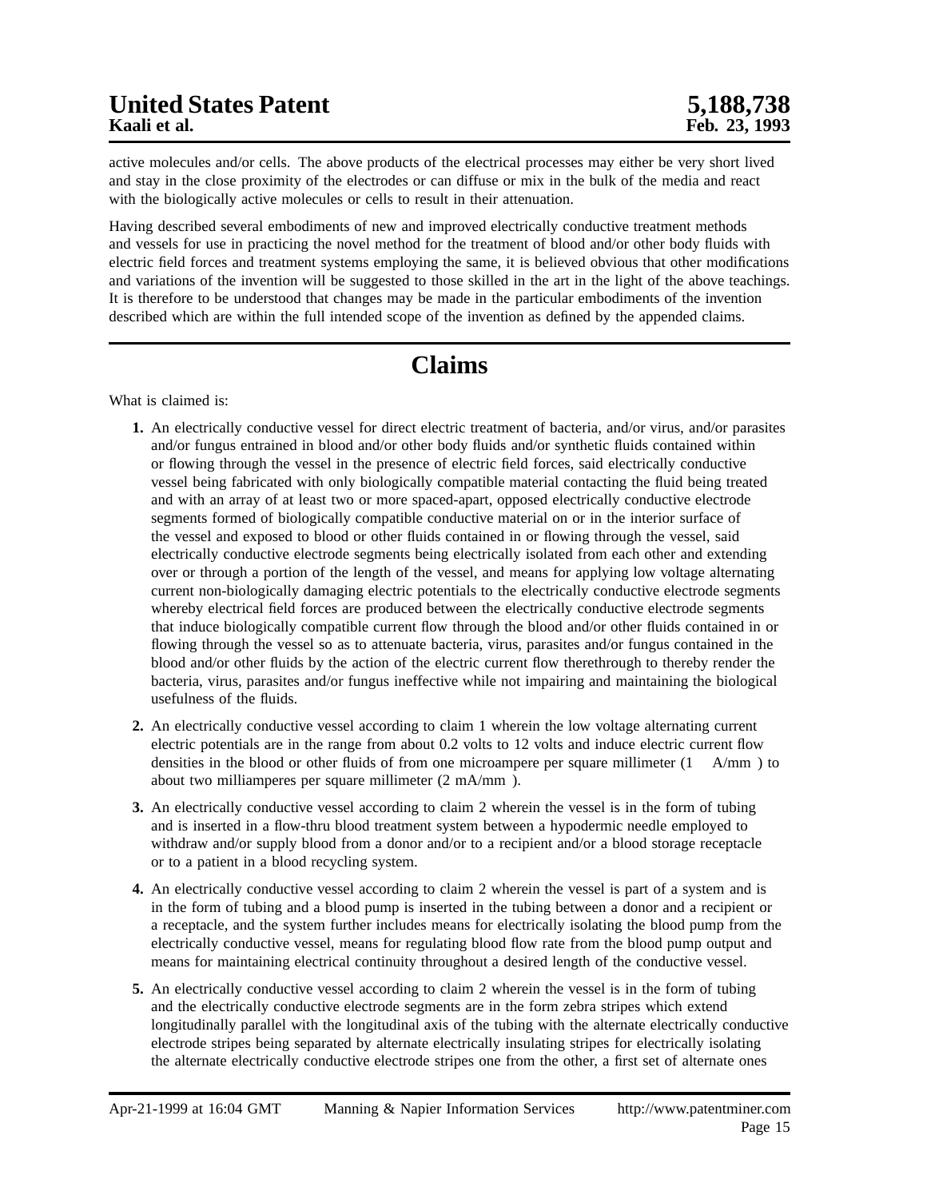active molecules and/or cells. The above products of the electrical processes may either be very short lived and stay in the close proximity of the electrodes or can diffuse or mix in the bulk of the media and react with the biologically active molecules or cells to result in their attenuation.

Having described several embodiments of new and improved electrically conductive treatment methods and vessels for use in practicing the novel method for the treatment of blood and/or other body fluids with electric field forces and treatment systems employing the same, it is believed obvious that other modifications and variations of the invention will be suggested to those skilled in the art in the light of the above teachings. It is therefore to be understood that changes may be made in the particular embodiments of the invention described which are within the full intended scope of the invention as defined by the appended claims.

# Claims

What is claimed is:

1. An electrically conductive vessel for direct electric treatment of bacteria, and/or virus, and/or parasites and/or fungus entrained in blood and/or other body fluids and/or synthetic fluids contained within or flowing through the vessel in the presence of electric field forces, said electrically conductive vessel being fabricated with only biologically compatible material contacting the fluid being treated and with an array of at least two or more spaced-apart, opposed electrically conductive electrode segments formed of biologically compatible conductive material on or in the interior surface of the vessel and exposed to blood or other fluids contained in or flowing through the vessel, said electrically conductive electrode segments being electrically isolated from each other and extending over or through a portion of the length of the vessel, and means for applying low voltage alternating current non-biologically damaging electric potentials to the electrically conductive electrode segments whereby electrical field forces are produced between the electrically conductive electrode segments that induce biologically compatible current flow through the blood and/or other fluids contained in or flowing through the vessel so as to attenuate bacteria, virus, parasites and/or fungus contained in the blood and/or other fluids by the action of the electric current flow therethrough to thereby render the bacteria, virus, parasites and/or fungus ineffective while not impairing and maintaining the biological usefulness of the fluids.

2. An electrically conductive vessel according to claim 1 wherein the low voltage alternating current electric potentials are in the range from about 0.2 volts to 12 volts and induce electric current flow densities in the blood or other fluids of from one microampere per square millimeter ($1 \mu A/mm^2$) to about two milliamperes per square millimeter ($2\ mA/mm^2$).

3. An electrically conductive vessel according to claim 2 wherein the vessel is in the form of tubing and is inserted in a flow-thru blood treatment system between a hypodermic needle employed to withdraw and/or supply blood from a donor and/or to a recipient and/or a blood storage receptacle or to a patient in a blood recycling system.

4. An electrically conductive vessel according to claim 2 wherein the vessel is part of a system and is in the form of tubing and a blood pump is inserted in the tubing between a donor and a recipient or a receptacle, and the system further includes means for electrically isolating the blood pump from the electrically conductive vessel, means for regulating blood flow rate from the blood pump output and means for maintaining electrical continuity throughout a desired length of the conductive vessel.

5. An electrically conductive vessel according to claim 2 wherein the vessel is in the form of tubing and the electrically conductive electrode segments are in the form zebra stripes which extend longitudinally parallel with the longitudinal axis of the tubing with the alternate electrically conductive electrode stripes being separated by alternate electrically insulating stripes for electrically isolating the alternate electrically conductive electrode stripes one from the other, a first set of alternate ones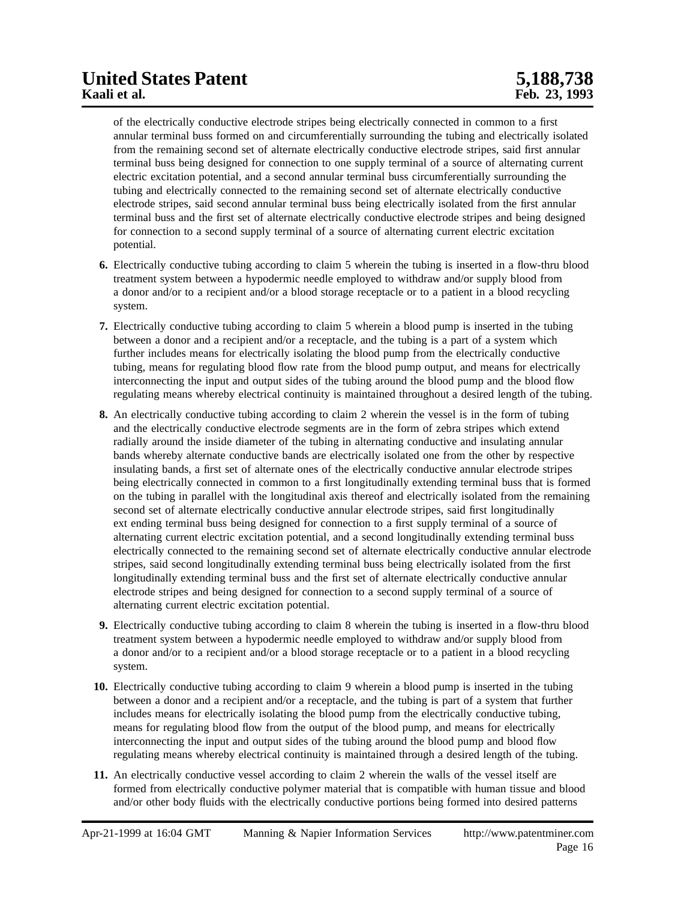of the electrically conductive electrode stripes being electrically connected in common to a first annular terminal buss formed on and circumferentially surrounding the tubing and electrically isolated from the remaining second set of alternate electrically conductive electrode stripes, said first annular terminal buss being designed for connection to one supply terminal of a source of alternating current electric excitation potential, and a second annular terminal buss circumferentially surrounding the tubing and electrically connected to the remaining second set of alternate electrically conductive electrode stripes, said second annular terminal buss being electrically isolated from the first annular terminal buss and the first set of alternate electrically conductive electrode stripes and being designed for connection to a second supply terminal of a source of alternating current electric excitation potential.

**6.** Electrically conductive tubing according to claim 5 wherein the tubing is inserted in a flow-thru blood treatment system between a hypodermic needle employed to withdraw and/or supply blood from a donor and/or to a recipient and/or a blood storage receptacle or to a patient in a blood recycling system.

**7.** Electrically conductive tubing according to claim 5 wherein a blood pump is inserted in the tubing between a donor and a recipient and/or a receptacle, and the tubing is a part of a system which further includes means for electrically isolating the blood pump from the electrically conductive tubing, means for regulating blood flow rate from the blood pump output, and means for electrically interconnecting the input and output sides of the tubing around the blood pump and the blood flow regulating means whereby electrical continuity is maintained throughout a desired length of the tubing.

**8.** An electrically conductive tubing according to claim 2 wherein the vessel is in the form of tubing and the electrically conductive electrode segments are in the form of zebra stripes which extend radially around the inside diameter of the tubing in alternating conductive and insulating annular bands whereby alternate conductive bands are electrically isolated one from the other by respective insulating bands, a first set of alternate ones of the electrically conductive annular electrode stripes being electrically connected in common to a first longitudinally extending terminal buss that is formed on the tubing in parallel with the longitudinal axis thereof and electrically isolated from the remaining second set of alternate electrically conductive annular electrode stripes, said first longitudinally ext ending terminal buss being designed for connection to a first supply terminal of a source of alternating current electric excitation potential, and a second longitudinally extending terminal buss electrically connected to the remaining second set of alternate electrically conductive annular electrode stripes, said second longitudinally extending terminal buss being electrically isolated from the first longitudinally extending terminal buss and the first set of alternate electrically conductive annular electrode stripes and being designed for connection to a second supply terminal of a source of alternating current electric excitation potential.

**9.** Electrically conductive tubing according to claim 8 wherein the tubing is inserted in a flow-thru blood treatment system between a hypodermic needle employed to withdraw and/or supply blood from a donor and/or to a recipient and/or a blood storage receptacle or to a patient in a blood recycling system.

**10.** Electrically conductive tubing according to claim 9 wherein a blood pump is inserted in the tubing between a donor and a recipient and/or a receptacle, and the tubing is part of a system that further includes means for electrically isolating the blood pump from the electrically conductive tubing, means for regulating blood flow from the output of the blood pump, and means for electrically interconnecting the input and output sides of the tubing around the blood pump and blood flow regulating means whereby electrical continuity is maintained through a desired length of the tubing.

**11.** An electrically conductive vessel according to claim 2 wherein the walls of the vessel itself are formed from electrically conductive polymer material that is compatible with human tissue and blood and/or other body fluids with the electrically conductive portions being formed into desired patterns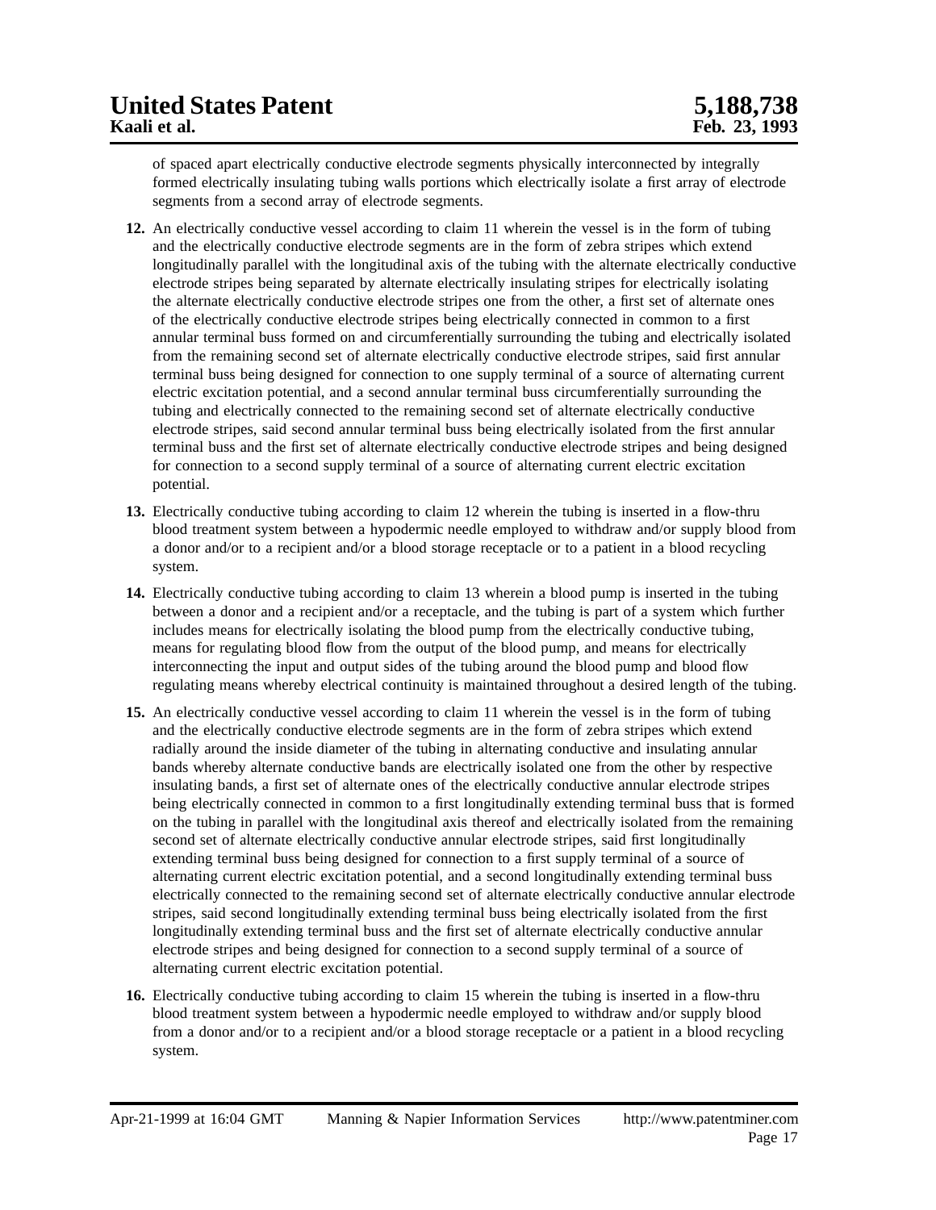of spaced apart electrically conductive electrode segments physically interconnected by integrally formed electrically insulating tubing walls portions which electrically isolate a first array of electrode segments from a second array of electrode segments.

**12.** An electrically conductive vessel according to claim 11 wherein the vessel is in the form of tubing and the electrically conductive electrode segments are in the form of zebra stripes which extend longitudinally parallel with the longitudinal axis of the tubing with the alternate electrically conductive electrode stripes being separated by alternate electrically insulating stripes for electrically isolating the alternate electrically conductive electrode stripes one from the other, a first set of alternate ones of the electrically conductive electrode stripes being electrically connected in common to a first annular terminal buss formed on and circumferentially surrounding the tubing and electrically isolated from the remaining second set of alternate electrically conductive electrode stripes, said first annular terminal buss being designed for connection to one supply terminal of a source of alternating current electric excitation potential, and a second annular terminal buss circumferentially surrounding the tubing and electrically connected to the remaining second set of alternate electrically conductive electrode stripes, said second annular terminal buss being electrically isolated from the first annular terminal buss and the first set of alternate electrically conductive electrode stripes and being designed for connection to a second supply terminal of a source of alternating current electric excitation potential.

**13.** Electrically conductive tubing according to claim 12 wherein the tubing is inserted in a flow-thru blood treatment system between a hypodermic needle employed to withdraw and/or supply blood from a donor and/or to a recipient and/or a blood storage receptacle or to a patient in a blood recycling system.

**14.** Electrically conductive tubing according to claim 13 wherein a blood pump is inserted in the tubing between a donor and a recipient and/or a receptacle, and the tubing is part of a system which further includes means for electrically isolating the blood pump from the electrically conductive tubing, means for regulating blood flow from the output of the blood pump, and means for electrically interconnecting the input and output sides of the tubing around the blood pump and blood flow regulating means whereby electrical continuity is maintained throughout a desired length of the tubing.

**15.** An electrically conductive vessel according to claim 11 wherein the vessel is in the form of tubing and the electrically conductive electrode segments are in the form of zebra stripes which extend radially around the inside diameter of the tubing in alternating conductive and insulating annular bands whereby alternate conductive bands are electrically isolated one from the other by respective insulating bands, a first set of alternate ones of the electrically conductive annular electrode stripes being electrically connected in common to a first longitudinally extending terminal buss that is formed on the tubing in parallel with the longitudinal axis thereof and electrically isolated from the remaining second set of alternate electrically conductive annular electrode stripes, said first longitudinally extending terminal buss being designed for connection to a first supply terminal of a source of alternating current electric excitation potential, and a second longitudinally extending terminal buss electrically connected to the remaining second set of alternate electrically conductive annular electrode stripes, said second longitudinally extending terminal buss being electrically isolated from the first longitudinally extending terminal buss and the first set of alternate electrically conductive annular electrode stripes and being designed for connection to a second supply terminal of a source of alternating current electric excitation potential.

**16.** Electrically conductive tubing according to claim 15 wherein the tubing is inserted in a flow-thru blood treatment system between a hypodermic needle employed to withdraw and/or supply blood from a donor and/or to a recipient and/or a blood storage receptacle or a patient in a blood recycling system.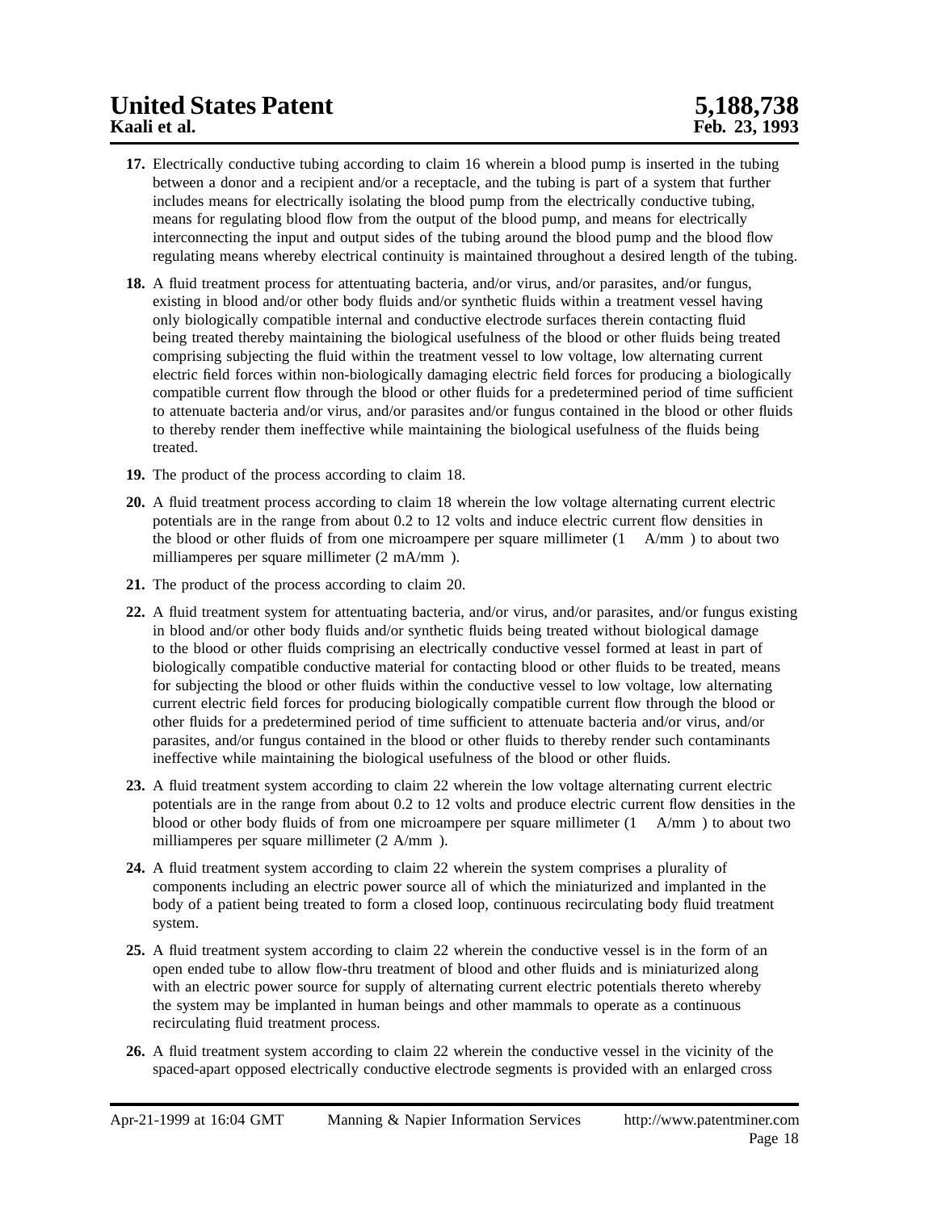**17.** Electrically conductive tubing according to claim 16 wherein a blood pump is inserted in the tubing between a donor and a recipient and/or a receptacle, and the tubing is part of a system that further includes means for electrically isolating the blood pump from the electrically conductive tubing, means for regulating blood flow from the output of the blood pump, and means for electrically interconnecting the input and output sides of the tubing around the blood pump and the blood flow regulating means whereby electrical continuity is maintained throughout a desired length of the tubing.

**18.** A fluid treatment process for attentuating bacteria, and/or virus, and/or parasites, and/or fungus, existing in blood and/or other body fluids and/or synthetic fluids within a treatment vessel having only biologically compatible internal and conductive electrode surfaces therein contacting fluid being treated thereby maintaining the biological usefulness of the blood or other fluids being treated comprising subjecting the fluid within the treatment vessel to low voltage, low alternating current electric field forces within non-biologically damaging electric field forces for producing a biologically compatible current flow through the blood or other fluids for a predetermined period of time sufficient to attenuate bacteria and/or virus, and/or parasites and/or fungus contained in the blood or other fluids to thereby render them ineffective while maintaining the biological usefulness of the fluids being treated.

**19.** The product of the process according to claim 18.

**20.** A fluid treatment process according to claim 18 wherein the low voltage alternating current electric potentials are in the range from about 0.2 to 12 volts and induce electric current flow densities in the blood or other fluids of from one microampere per square millimeter (1 A/mm ) to about two milliamperes per square millimeter (2 mA/mm ).

**21.** The product of the process according to claim 20.

**22.** A fluid treatment system for attentuating bacteria, and/or virus, and/or parasites, and/or fungus existing in blood and/or other body fluids and/or synthetic fluids being treated without biological damage to the blood or other fluids comprising an electrically conductive vessel formed at least in part of biologically compatible conductive material for contacting blood or other fluids to be treated, means for subjecting the blood or other fluids within the conductive vessel to low voltage, low alternating current electric field forces for producing biologically compatible current flow through the blood or other fluids for a predetermined period of time sufficient to attenuate bacteria and/or virus, and/or parasites, and/or fungus contained in the blood or other fluids to thereby render such contaminants ineffective while maintaining the biological usefulness of the blood or other fluids.

**23.** A fluid treatment system according to claim 22 wherein the low voltage alternating current electric potentials are in the range from about 0.2 to 12 volts and produce electric current flow densities in the blood or other body fluids of from one microampere per square millimeter (1 A/mm ) to about two milliamperes per square millimeter (2 A/mm ).

**24.** A fluid treatment system according to claim 22 wherein the system comprises a plurality of components including an electric power source all of which the miniaturized and implanted in the body of a patient being treated to form a closed loop, continuous recirculating body fluid treatment system.

**25.** A fluid treatment system according to claim 22 wherein the conductive vessel is in the form of an open ended tube to allow flow-thru treatment of blood and other fluids and is miniaturized along with an electric power source for supply of alternating current electric potentials thereto whereby the system may be implanted in human beings and other mammals to operate as a continuous recirculating fluid treatment process.

**26.** A fluid treatment system according to claim 22 wherein the conductive vessel in the vicinity of the spaced-apart opposed electrically conductive electrode segments is provided with an enlarged cross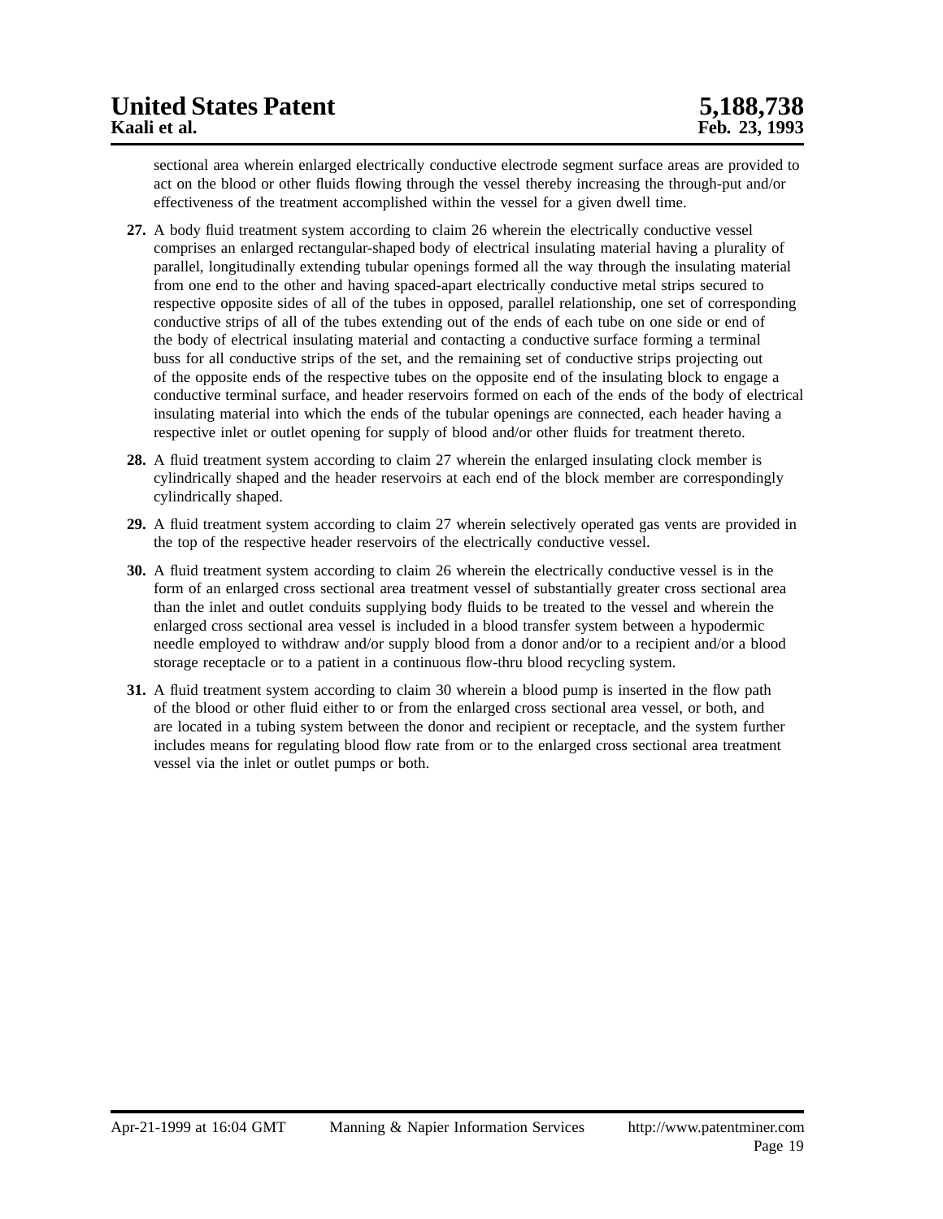sectional area wherein enlarged electrically conductive electrode segment surface areas are provided to act on the blood or other fluids flowing through the vessel thereby increasing the through-put and/or effectiveness of the treatment accomplished within the vessel for a given dwell time.

**27.** A body fluid treatment system according to claim 26 wherein the electrically conductive vessel comprises an enlarged rectangular-shaped body of electrical insulating material having a plurality of parallel, longitudinally extending tubular openings formed all the way through the insulating material from one end to the other and having spaced-apart electrically conductive metal strips secured to respective opposite sides of all of the tubes in opposed, parallel relationship, one set of corresponding conductive strips of all of the tubes extending out of the ends of each tube on one side or end of the body of electrical insulating material and contacting a conductive surface forming a terminal buss for all conductive strips of the set, and the remaining set of conductive strips projecting out of the opposite ends of the respective tubes on the opposite end of the insulating block to engage a conductive terminal surface, and header reservoirs formed on each of the ends of the body of electrical insulating material into which the ends of the tubular openings are connected, each header having a respective inlet or outlet opening for supply of blood and/or other fluids for treatment thereto.

**28.** A fluid treatment system according to claim 27 wherein the enlarged insulating clock member is cylindrically shaped and the header reservoirs at each end of the block member are correspondingly cylindrically shaped.

**29.** A fluid treatment system according to claim 27 wherein selectively operated gas vents are provided in the top of the respective header reservoirs of the electrically conductive vessel.

**30.** A fluid treatment system according to claim 26 wherein the electrically conductive vessel is in the form of an enlarged cross sectional area treatment vessel of substantially greater cross sectional area than the inlet and outlet conduits supplying body fluids to be treated to the vessel and wherein the enlarged cross sectional area vessel is included in a blood transfer system between a hypodermic needle employed to withdraw and/or supply blood from a donor and/or to a recipient and/or a blood storage receptacle or to a patient in a continuous flow-thru blood recycling system.

**31.** A fluid treatment system according to claim 30 wherein a blood pump is inserted in the flow path of the blood or other fluid either to or from the enlarged cross sectional area vessel, or both, and are located in a tubing system between the donor and recipient or receptacle, and the system further includes means for regulating blood flow rate from or to the enlarged cross sectional area treatment vessel via the inlet or outlet pumps or both.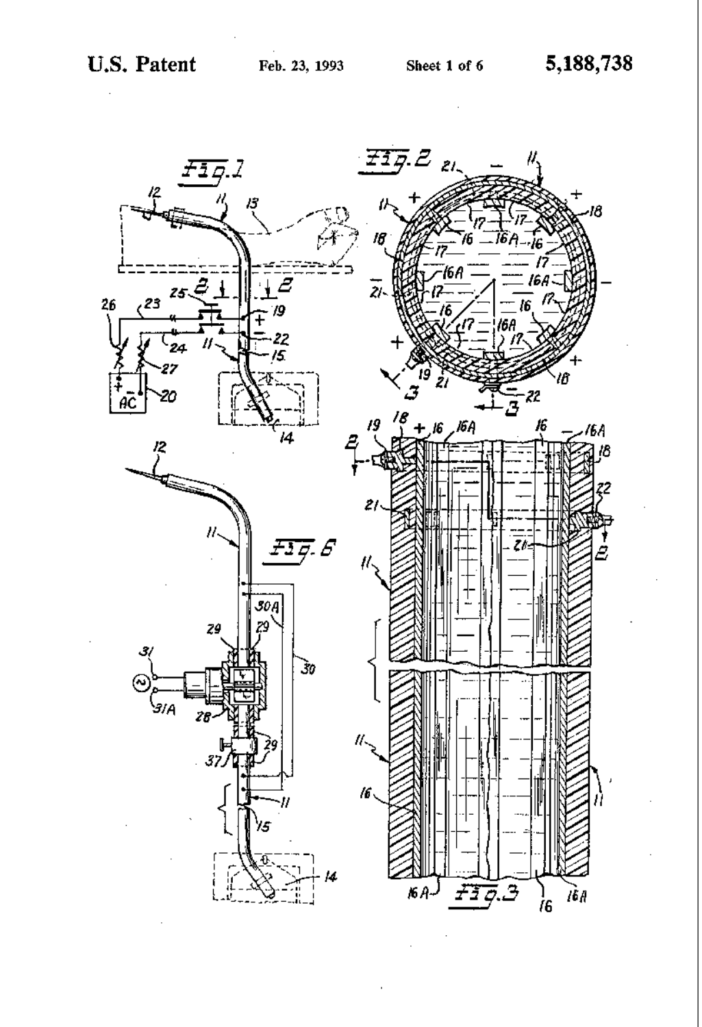U.S. Patent Feb. 23, 1993 Sheet 1 of 6 5,188,738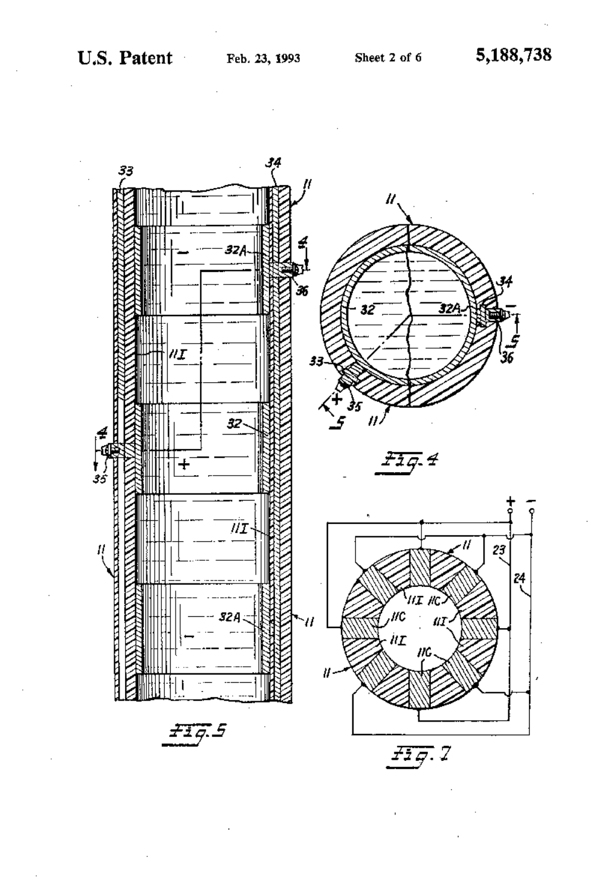Fig. 5

Fig. 4

Fig. 7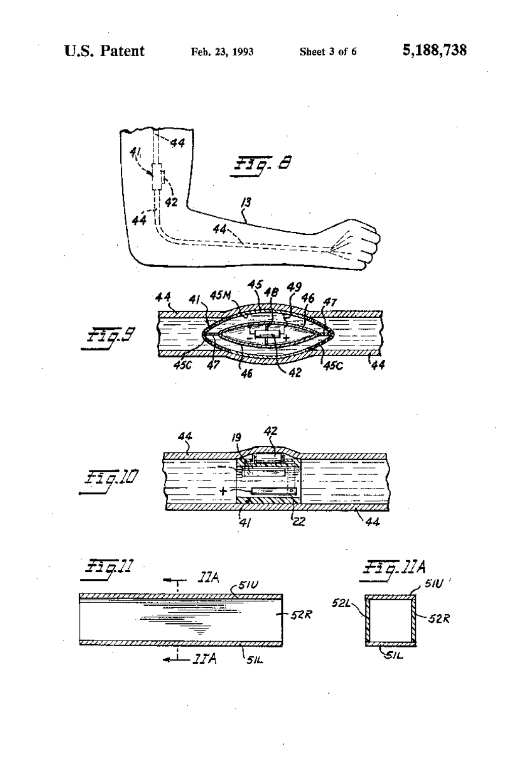Fig. 8

Fig. 9

Fig. 10

Fig. 11

Fig. 11A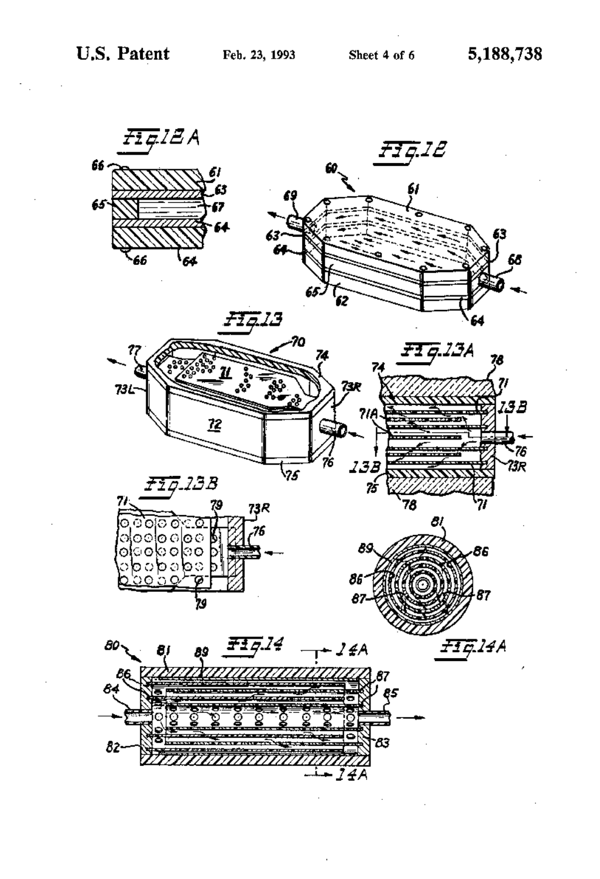FIG. 12A

FIG. 12

FIG. 13

FIG. 13A

FIG. 13B

FIG. 14

FIG. 14A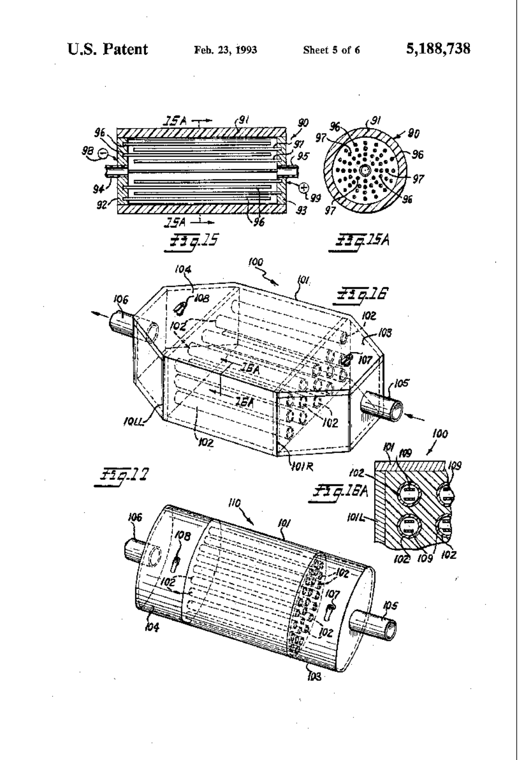**U.S. Patent** Feb. 23, 1993 Sheet 5 of 6 **5,188,738**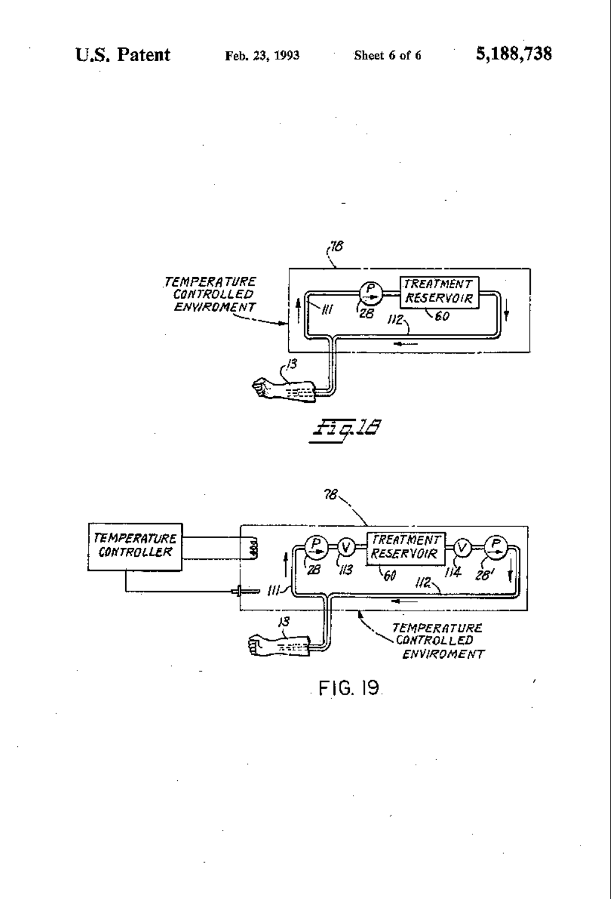TEMPERATURE CONTROLLED ENVIROMENT

78

111

28

P

TREATMENT RESERVOIR

60

112

13

Fig. 18

78

TEMPERATURE CONTROLLER

P

V

TREATMENT RESERVOIR

V

P

28

113

60

114

28'

111

112

13

TEMPERATURE CONTROLLED ENVIROMENT

FIG. 19